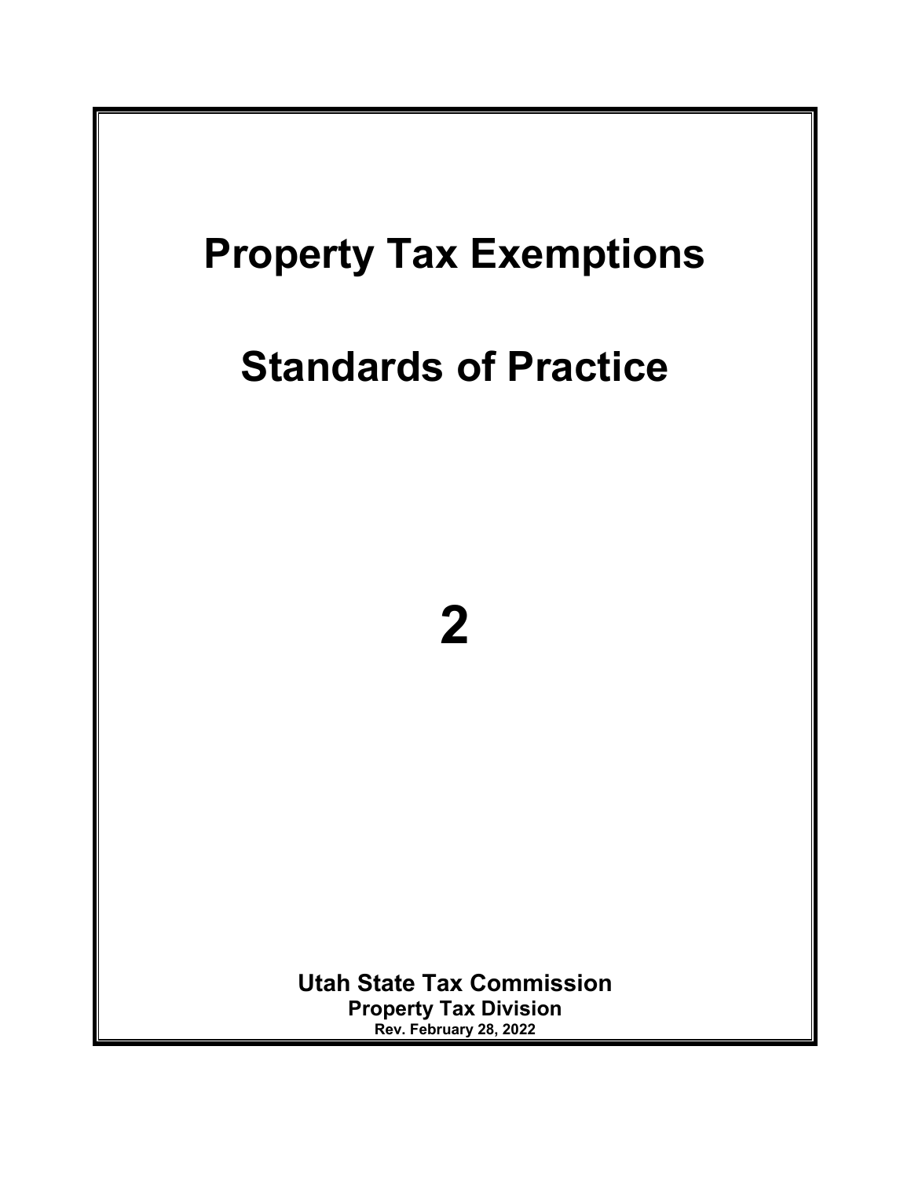# Property Tax Exemptions

# Standards of Practice

# 2

**Utah State Tax Commission**

**Property Tax Division**

**Rev. February 28, 2022**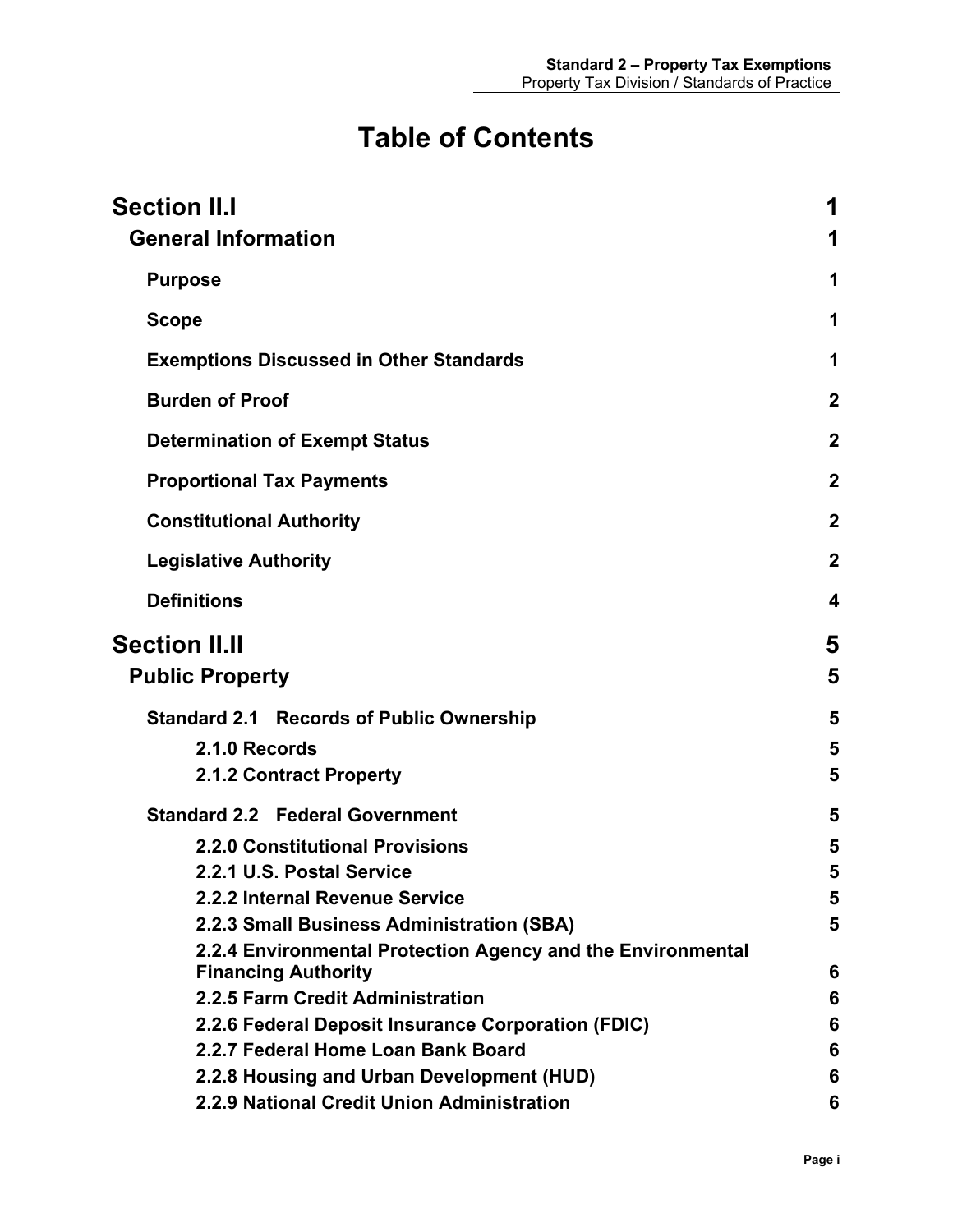# Table of Contents

| | |
|---|---|
| **Section II.I** | **1** |
| **General Information** | **1** |
| **Purpose** | **1** |
| **Scope** | **1** |
| **Exemptions Discussed in Other Standards** | **1** |
| **Burden of Proof** | **2** |
| **Determination of Exempt Status** | **2** |
| **Proportional Tax Payments** | **2** |
| **Constitutional Authority** | **2** |
| **Legislative Authority** | **2** |
| **Definitions** | **4** |
| **Section II.II** | **5** |
| **Public Property** | **5** |
| **Standard 2.1 Records of Public Ownership** | **5** |
| **2.1.0 Records** | **5** |
| **2.1.2 Contract Property** | **5** |
| **Standard 2.2 Federal Government** | **5** |
| **2.2.0 Constitutional Provisions** | **5** |
| **2.2.1 U.S. Postal Service** | **5** |
| **2.2.2 Internal Revenue Service** | **5** |
| **2.2.3 Small Business Administration (SBA)** | **5** |
| **2.2.4 Environmental Protection Agency and the Environmental Financing Authority** | **6** |
| **2.2.5 Farm Credit Administration** | **6** |
| **2.2.6 Federal Deposit Insurance Corporation (FDIC)** | **6** |
| **2.2.7 Federal Home Loan Bank Board** | **6** |
| **2.2.8 Housing and Urban Development (HUD)** | **6** |
| **2.2.9 National Credit Union Administration** | **6** |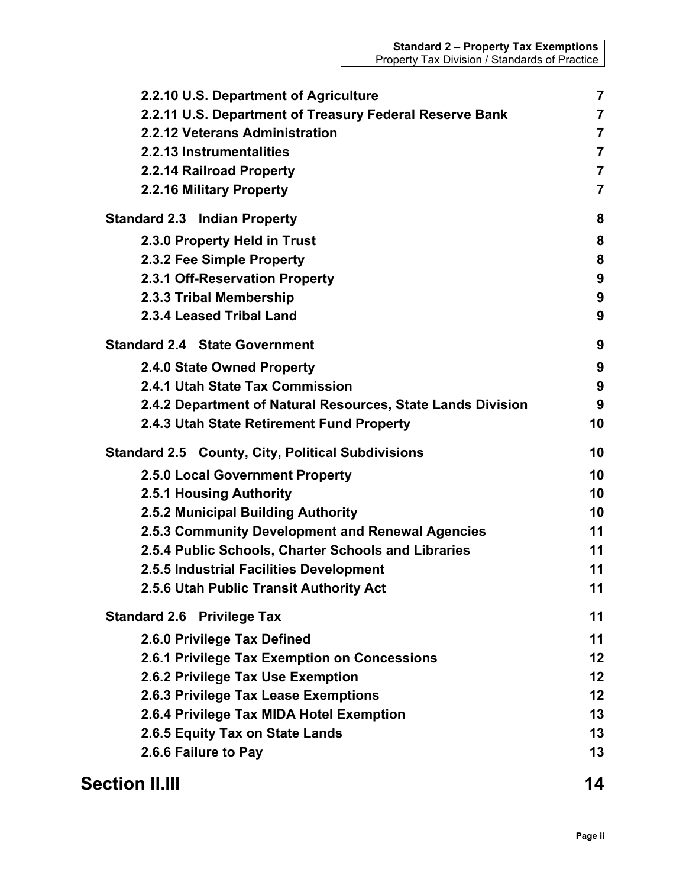- 2.2.10 U.S. Department of Agriculture 7
- 2.2.11 U.S. Department of Treasury Federal Reserve Bank 7
- 2.2.12 Veterans Administration 7
- 2.2.13 Instrumentalities 7
- 2.2.14 Railroad Property 7
- 2.2.16 Military Property 7

**Standard 2.3 Indian Property** 8

- 2.3.0 Property Held in Trust 8
- 2.3.2 Fee Simple Property 8
- 2.3.1 Off-Reservation Property 9
- 2.3.3 Tribal Membership 9
- 2.3.4 Leased Tribal Land 9

**Standard 2.4 State Government** 9

- 2.4.0 State Owned Property 9
- 2.4.1 Utah State Tax Commission 9
- 2.4.2 Department of Natural Resources, State Lands Division 9
- 2.4.3 Utah State Retirement Fund Property 10

**Standard 2.5 County, City, Political Subdivisions** 10

- 2.5.0 Local Government Property 10
- 2.5.1 Housing Authority 10
- 2.5.2 Municipal Building Authority 10
- 2.5.3 Community Development and Renewal Agencies 11
- 2.5.4 Public Schools, Charter Schools and Libraries 11
- 2.5.5 Industrial Facilities Development 11
- 2.5.6 Utah Public Transit Authority Act 11

**Standard 2.6 Privilege Tax** 11

- 2.6.0 Privilege Tax Defined 11
- 2.6.1 Privilege Tax Exemption on Concessions 12
- 2.6.2 Privilege Tax Use Exemption 12
- 2.6.3 Privilege Tax Lease Exemptions 12
- 2.6.4 Privilege Tax MIDA Hotel Exemption 13
- 2.6.5 Equity Tax on State Lands 13
- 2.6.6 Failure to Pay 13

## Section II.III 14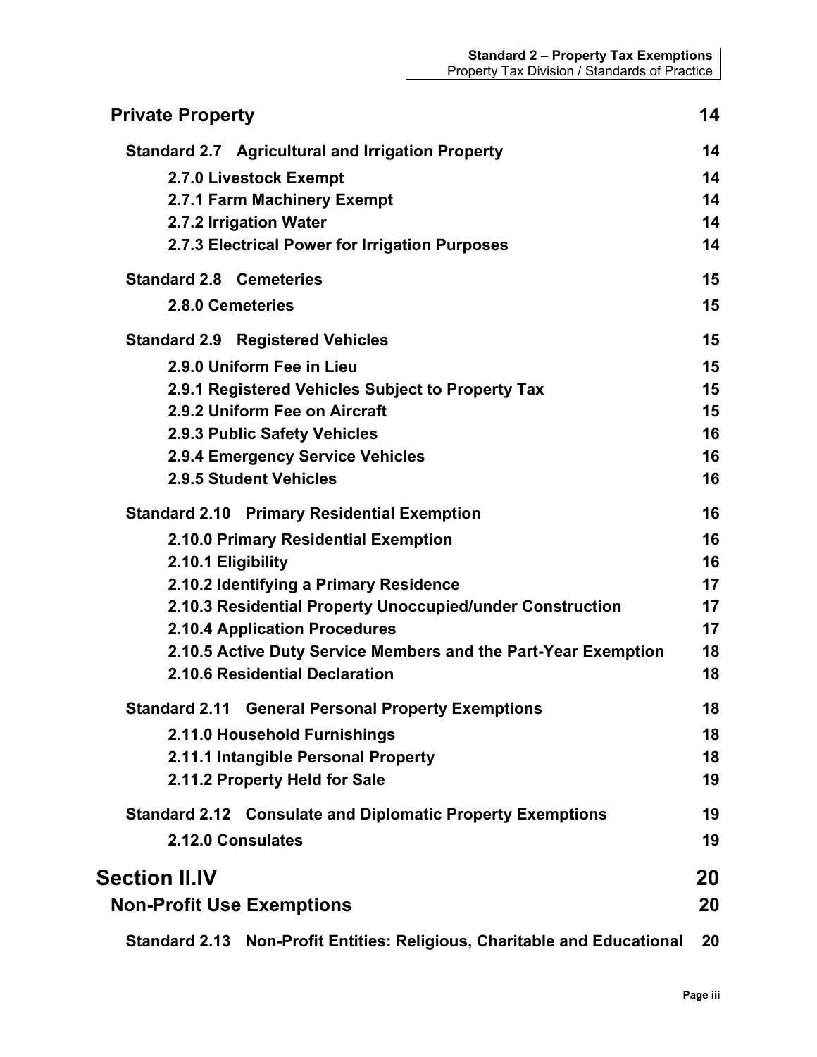**Private Property** 14

**Standard 2.7 Agricultural and Irrigation Property** 14

- **2.7.0 Livestock Exempt** 14
- **2.7.1 Farm Machinery Exempt** 14
- **2.7.2 Irrigation Water** 14
- **2.7.3 Electrical Power for Irrigation Purposes** 14

**Standard 2.8 Cemeteries** 15

- **2.8.0 Cemeteries** 15

**Standard 2.9 Registered Vehicles** 15

- **2.9.0 Uniform Fee in Lieu** 15
- **2.9.1 Registered Vehicles Subject to Property Tax** 15
- **2.9.2 Uniform Fee on Aircraft** 15
- **2.9.3 Public Safety Vehicles** 16
- **2.9.4 Emergency Service Vehicles** 16
- **2.9.5 Student Vehicles** 16

**Standard 2.10 Primary Residential Exemption** 16

- **2.10.0 Primary Residential Exemption** 16
- **2.10.1 Eligibility** 16
- **2.10.2 Identifying a Primary Residence** 17
- **2.10.3 Residential Property Unoccupied/under Construction** 17
- **2.10.4 Application Procedures** 17
- **2.10.5 Active Duty Service Members and the Part-Year Exemption** 18
- **2.10.6 Residential Declaration** 18

**Standard 2.11 General Personal Property Exemptions** 18

- **2.11.0 Household Furnishings** 18
- **2.11.1 Intangible Personal Property** 18
- **2.11.2 Property Held for Sale** 19

**Standard 2.12 Consulate and Diplomatic Property Exemptions** 19

- **2.12.0 Consulates** 19

**Section II.IV** 20

**Non-Profit Use Exemptions** 20

**Standard 2.13 Non-Profit Entities: Religious, Charitable and Educational** 20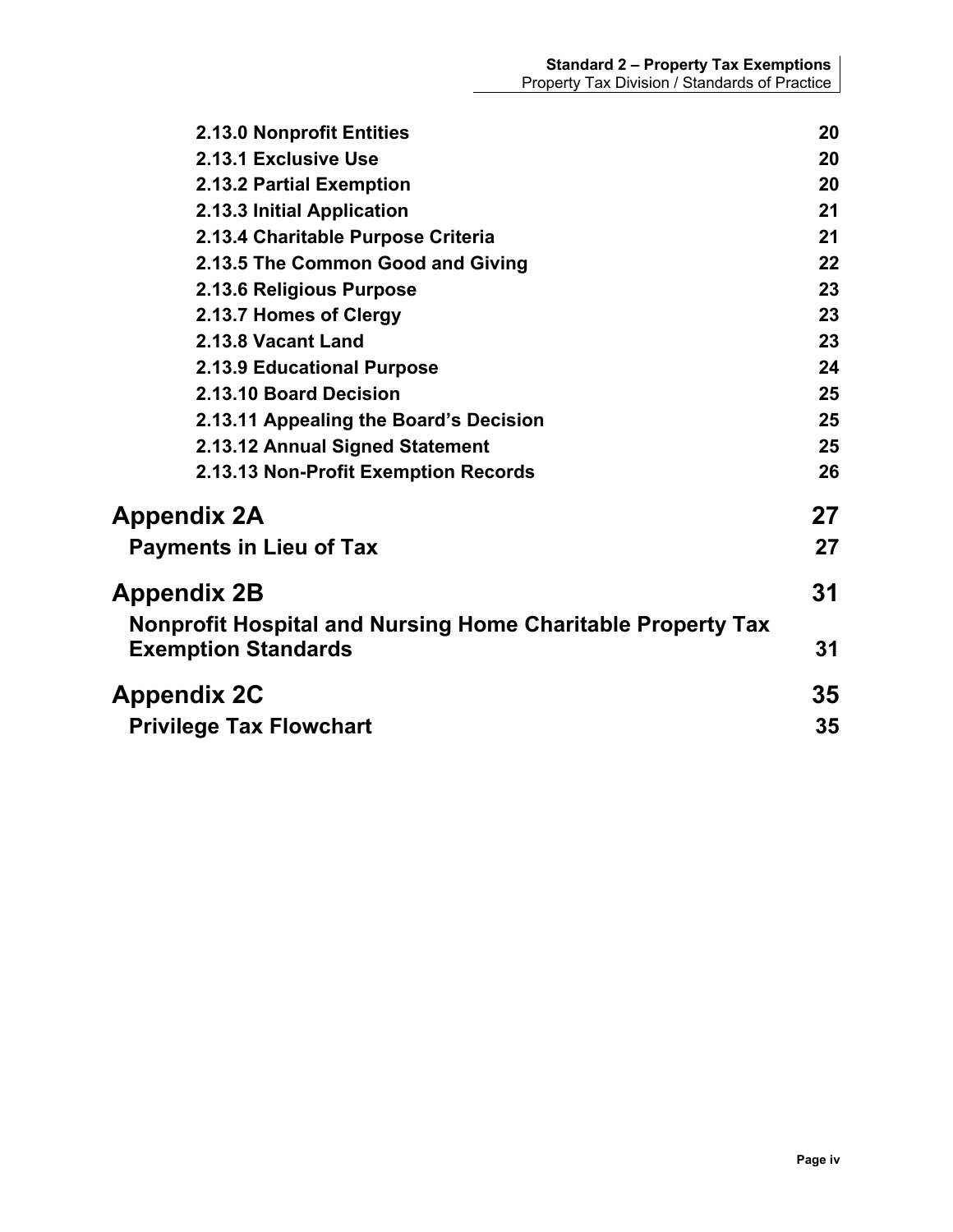2.13.0 Nonprofit Entities 20
2.13.1 Exclusive Use 20
2.13.2 Partial Exemption 20
2.13.3 Initial Application 21
2.13.4 Charitable Purpose Criteria 21
2.13.5 The Common Good and Giving 22
2.13.6 Religious Purpose 23
2.13.7 Homes of Clergy 23
2.13.8 Vacant Land 23
2.13.9 Educational Purpose 24
2.13.10 Board Decision 25
2.13.11 Appealing the Board's Decision 25
2.13.12 Annual Signed Statement 25
2.13.13 Non-Profit Exemption Records 26

Appendix 2A 27

Payments in Lieu of Tax 27

Appendix 2B 31

Nonprofit Hospital and Nursing Home Charitable Property Tax Exemption Standards 31

Appendix 2C 35

Privilege Tax Flowchart 35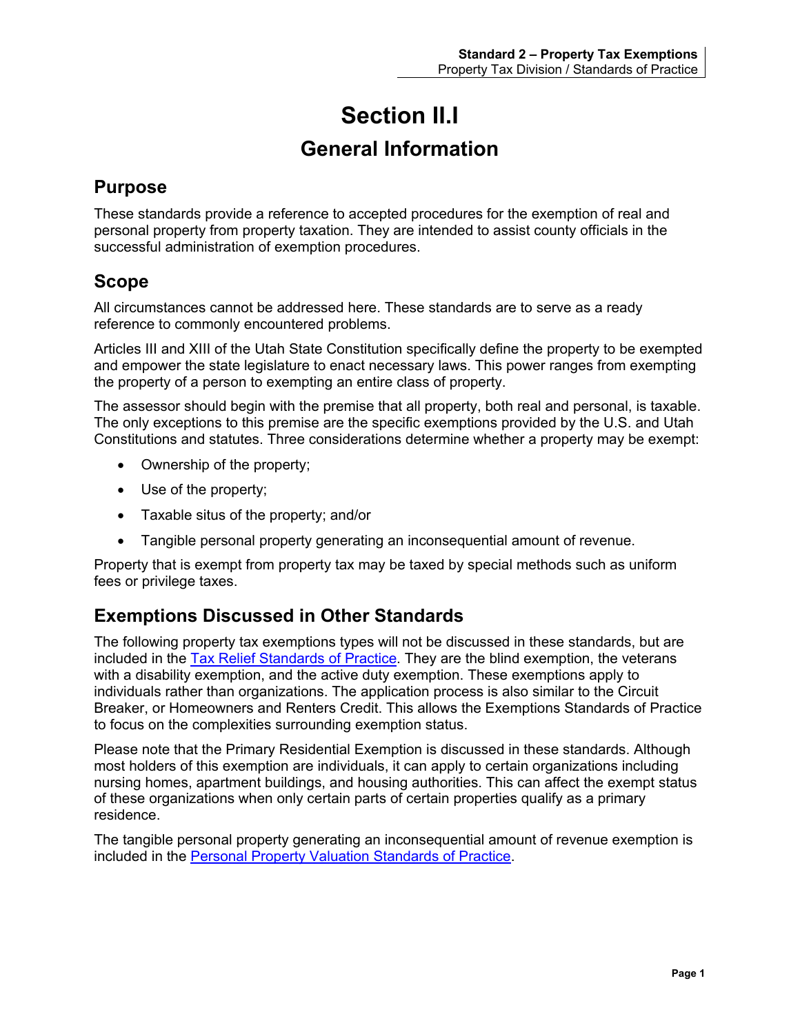# Section II.I

## General Information

### Purpose

These standards provide a reference to accepted procedures for the exemption of real and personal property from property taxation. They are intended to assist county officials in the successful administration of exemption procedures.

### Scope

All circumstances cannot be addressed here. These standards are to serve as a ready reference to commonly encountered problems.

Articles III and XIII of the Utah State Constitution specifically define the property to be exempted and empower the state legislature to enact necessary laws. This power ranges from exempting the property of a person to exempting an entire class of property.

The assessor should begin with the premise that all property, both real and personal, is taxable. The only exceptions to this premise are the specific exemptions provided by the U.S. and Utah Constitutions and statutes. Three considerations determine whether a property may be exempt:

- Ownership of the property;
- Use of the property;
- Taxable situs of the property; and/or
- Tangible personal property generating an inconsequential amount of revenue.

Property that is exempt from property tax may be taxed by special methods such as uniform fees or privilege taxes.

### Exemptions Discussed in Other Standards

The following property tax exemptions types will not be discussed in these standards, but are included in the Tax Relief Standards of Practice. They are the blind exemption, the veterans with a disability exemption, and the active duty exemption. These exemptions apply to individuals rather than organizations. The application process is also similar to the Circuit Breaker, or Homeowners and Renters Credit. This allows the Exemptions Standards of Practice to focus on the complexities surrounding exemption status.

Please note that the Primary Residential Exemption is discussed in these standards. Although most holders of this exemption are individuals, it can apply to certain organizations including nursing homes, apartment buildings, and housing authorities. This can affect the exempt status of these organizations when only certain parts of certain properties qualify as a primary residence.

The tangible personal property generating an inconsequential amount of revenue exemption is included in the Personal Property Valuation Standards of Practice.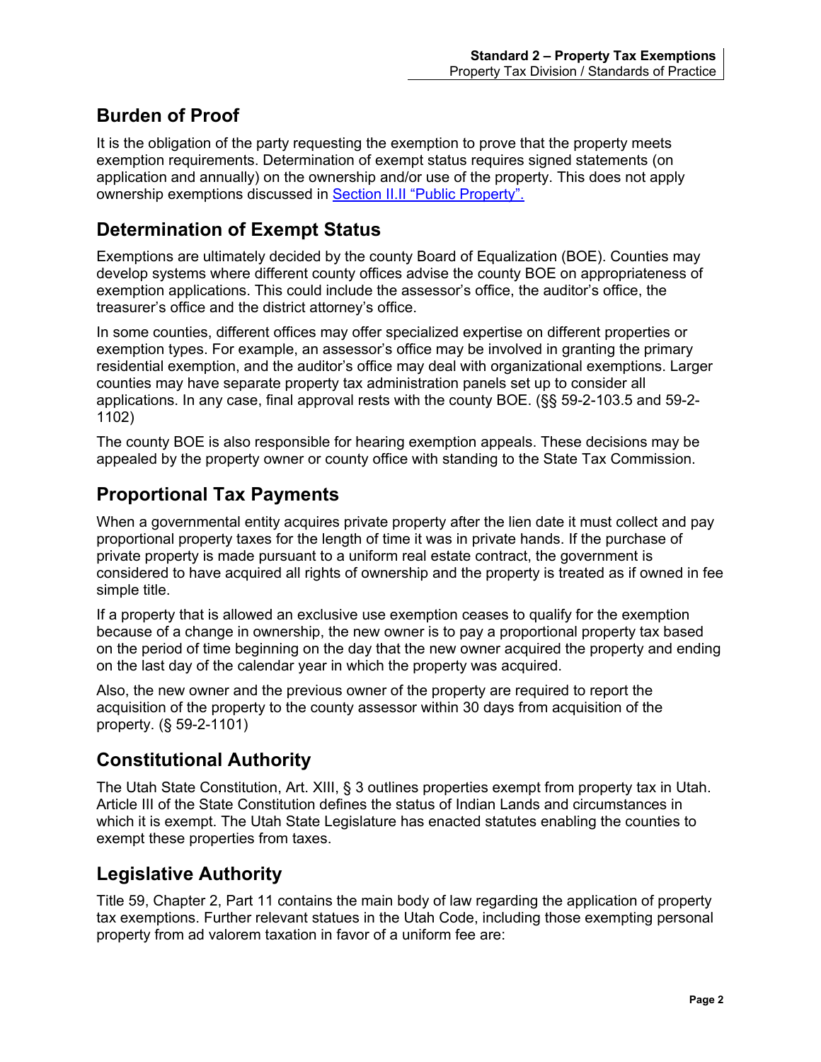## Burden of Proof

It is the obligation of the party requesting the exemption to prove that the property meets exemption requirements. Determination of exempt status requires signed statements (on application and annually) on the ownership and/or use of the property. This does not apply ownership exemptions discussed in Section II.II "Public Property".

## Determination of Exempt Status

Exemptions are ultimately decided by the county Board of Equalization (BOE). Counties may develop systems where different county offices advise the county BOE on appropriateness of exemption applications. This could include the assessor's office, the auditor's office, the treasurer's office and the district attorney's office.

In some counties, different offices may offer specialized expertise on different properties or exemption types. For example, an assessor's office may be involved in granting the primary residential exemption, and the auditor's office may deal with organizational exemptions. Larger counties may have separate property tax administration panels set up to consider all applications. In any case, final approval rests with the county BOE. (§§ 59-2-103.5 and 59-2-1102)

The county BOE is also responsible for hearing exemption appeals. These decisions may be appealed by the property owner or county office with standing to the State Tax Commission.

## Proportional Tax Payments

When a governmental entity acquires private property after the lien date it must collect and pay proportional property taxes for the length of time it was in private hands. If the purchase of private property is made pursuant to a uniform real estate contract, the government is considered to have acquired all rights of ownership and the property is treated as if owned in fee simple title.

If a property that is allowed an exclusive use exemption ceases to qualify for the exemption because of a change in ownership, the new owner is to pay a proportional property tax based on the period of time beginning on the day that the new owner acquired the property and ending on the last day of the calendar year in which the property was acquired.

Also, the new owner and the previous owner of the property are required to report the acquisition of the property to the county assessor within 30 days from acquisition of the property. (§ 59-2-1101)

## Constitutional Authority

The Utah State Constitution, Art. XIII, § 3 outlines properties exempt from property tax in Utah. Article III of the State Constitution defines the status of Indian Lands and circumstances in which it is exempt. The Utah State Legislature has enacted statutes enabling the counties to exempt these properties from taxes.

## Legislative Authority

Title 59, Chapter 2, Part 11 contains the main body of law regarding the application of property tax exemptions. Further relevant statues in the Utah Code, including those exempting personal property from ad valorem taxation in favor of a uniform fee are: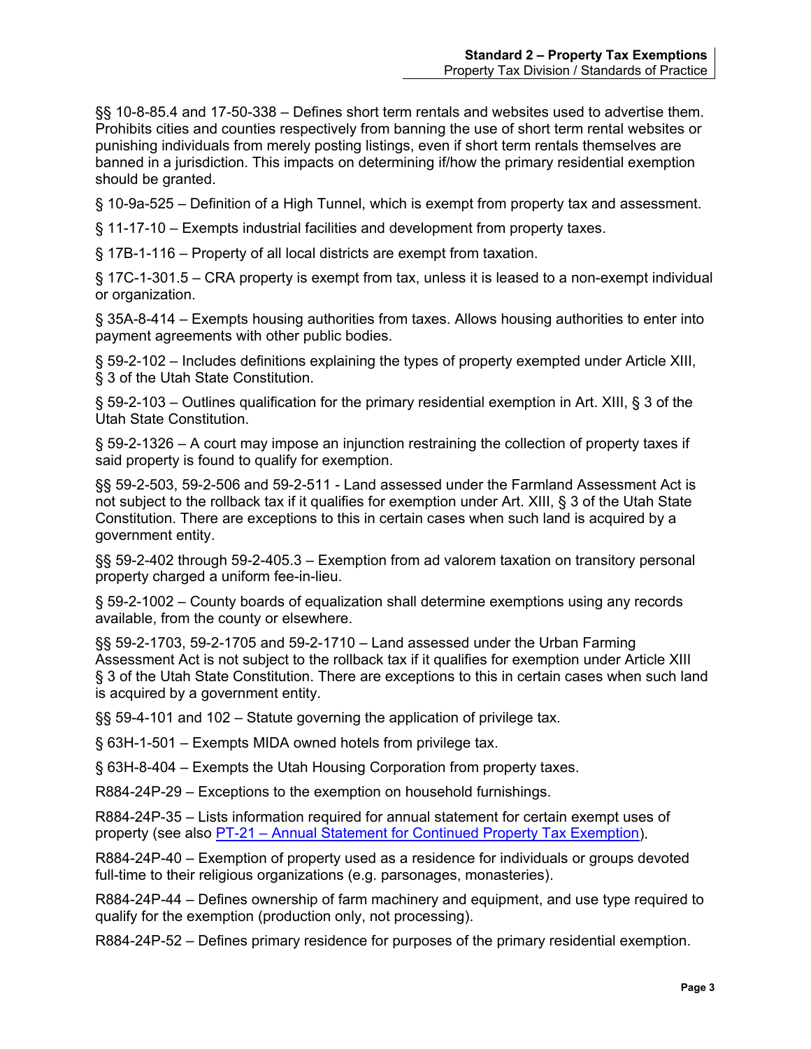§§ 10-8-85.4 and 17-50-338 – Defines short term rentals and websites used to advertise them. Prohibits cities and counties respectively from banning the use of short term rental websites or punishing individuals from merely posting listings, even if short term rentals themselves are banned in a jurisdiction. This impacts on determining if/how the primary residential exemption should be granted.

§ 10-9a-525 – Definition of a High Tunnel, which is exempt from property tax and assessment.

§ 11-17-10 – Exempts industrial facilities and development from property taxes.

§ 17B-1-116 – Property of all local districts are exempt from taxation.

§ 17C-1-301.5 – CRA property is exempt from tax, unless it is leased to a non-exempt individual or organization.

§ 35A-8-414 – Exempts housing authorities from taxes. Allows housing authorities to enter into payment agreements with other public bodies.

§ 59-2-102 – Includes definitions explaining the types of property exempted under Article XIII, § 3 of the Utah State Constitution.

§ 59-2-103 – Outlines qualification for the primary residential exemption in Art. XIII, § 3 of the Utah State Constitution.

§ 59-2-1326 – A court may impose an injunction restraining the collection of property taxes if said property is found to qualify for exemption.

§§ 59-2-503, 59-2-506 and 59-2-511 - Land assessed under the Farmland Assessment Act is not subject to the rollback tax if it qualifies for exemption under Art. XIII, § 3 of the Utah State Constitution. There are exceptions to this in certain cases when such land is acquired by a government entity.

§§ 59-2-402 through 59-2-405.3 – Exemption from ad valorem taxation on transitory personal property charged a uniform fee-in-lieu.

§ 59-2-1002 – County boards of equalization shall determine exemptions using any records available, from the county or elsewhere.

§§ 59-2-1703, 59-2-1705 and 59-2-1710 – Land assessed under the Urban Farming Assessment Act is not subject to the rollback tax if it qualifies for exemption under Article XIII § 3 of the Utah State Constitution. There are exceptions to this in certain cases when such land is acquired by a government entity.

§§ 59-4-101 and 102 – Statute governing the application of privilege tax.

§ 63H-1-501 – Exempts MIDA owned hotels from privilege tax.

§ 63H-8-404 – Exempts the Utah Housing Corporation from property taxes.

R884-24P-29 – Exceptions to the exemption on household furnishings.

R884-24P-35 – Lists information required for annual statement for certain exempt uses of property (see also PT-21 – Annual Statement for Continued Property Tax Exemption).

R884-24P-40 – Exemption of property used as a residence for individuals or groups devoted full-time to their religious organizations (e.g. parsonages, monasteries).

R884-24P-44 – Defines ownership of farm machinery and equipment, and use type required to qualify for the exemption (production only, not processing).

R884-24P-52 – Defines primary residence for purposes of the primary residential exemption.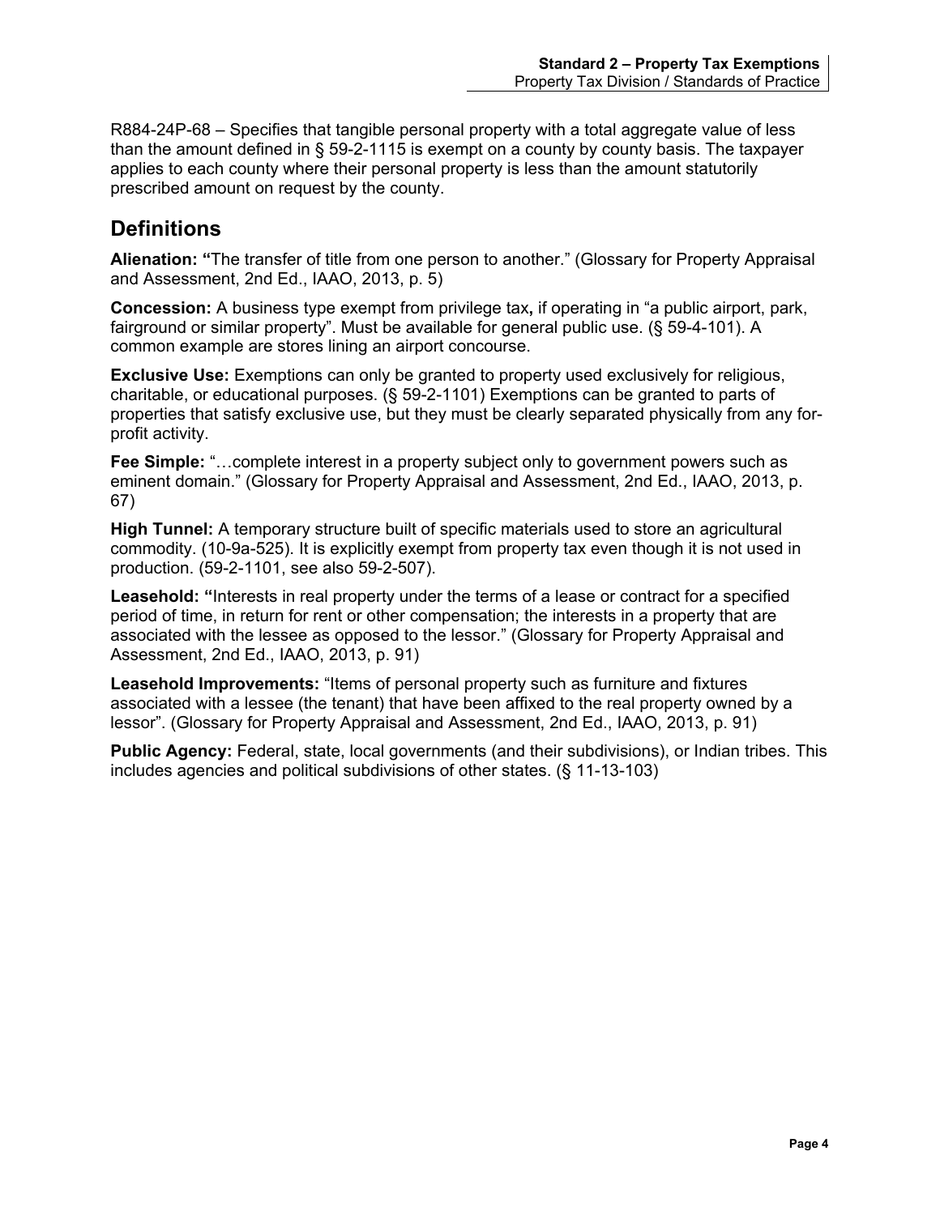R884-24P-68 – Specifies that tangible personal property with a total aggregate value of less than the amount defined in § 59-2-1115 is exempt on a county by county basis. The taxpayer applies to each county where their personal property is less than the amount statutorily prescribed amount on request by the county.

## Definitions

**Alienation:** "The transfer of title from one person to another." (Glossary for Property Appraisal and Assessment, 2nd Ed., IAAO, 2013, p. 5)

**Concession:** A business type exempt from privilege tax**,** if operating in "a public airport, park, fairground or similar property". Must be available for general public use. (§ 59-4-101). A common example are stores lining an airport concourse.

**Exclusive Use:** Exemptions can only be granted to property used exclusively for religious, charitable, or educational purposes. (§ 59-2-1101) Exemptions can be granted to parts of properties that satisfy exclusive use, but they must be clearly separated physically from any for-profit activity.

**Fee Simple:** "…complete interest in a property subject only to government powers such as eminent domain." (Glossary for Property Appraisal and Assessment, 2nd Ed., IAAO, 2013, p. 67)

**High Tunnel:** A temporary structure built of specific materials used to store an agricultural commodity. (10-9a-525). It is explicitly exempt from property tax even though it is not used in production. (59-2-1101, see also 59-2-507).

**Leasehold:** "Interests in real property under the terms of a lease or contract for a specified period of time, in return for rent or other compensation; the interests in a property that are associated with the lessee as opposed to the lessor." (Glossary for Property Appraisal and Assessment, 2nd Ed., IAAO, 2013, p. 91)

**Leasehold Improvements:** "Items of personal property such as furniture and fixtures associated with a lessee (the tenant) that have been affixed to the real property owned by a lessor". (Glossary for Property Appraisal and Assessment, 2nd Ed., IAAO, 2013, p. 91)

**Public Agency:** Federal, state, local governments (and their subdivisions), or Indian tribes. This includes agencies and political subdivisions of other states. (§ 11-13-103)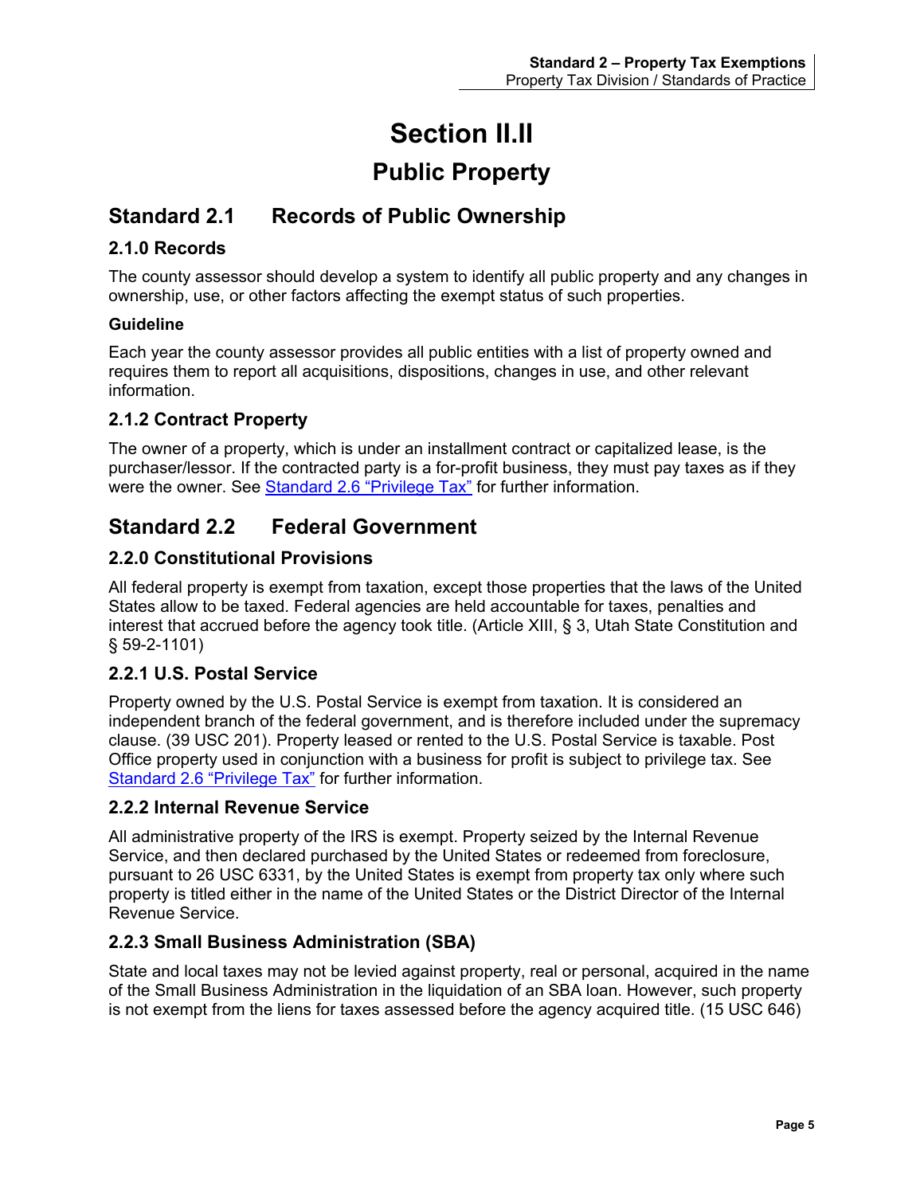# Section II.II

## Public Property

## Standard 2.1 Records of Public Ownership

### 2.1.0 Records

The county assessor should develop a system to identify all public property and any changes in ownership, use, or other factors affecting the exempt status of such properties.

#### Guideline

Each year the county assessor provides all public entities with a list of property owned and requires them to report all acquisitions, dispositions, changes in use, and other relevant information.

### 2.1.2 Contract Property

The owner of a property, which is under an installment contract or capitalized lease, is the purchaser/lessor. If the contracted party is a for-profit business, they must pay taxes as if they were the owner. See Standard 2.6 "Privilege Tax" for further information.

## Standard 2.2 Federal Government

### 2.2.0 Constitutional Provisions

All federal property is exempt from taxation, except those properties that the laws of the United States allow to be taxed. Federal agencies are held accountable for taxes, penalties and interest that accrued before the agency took title. (Article XIII, § 3, Utah State Constitution and § 59-2-1101)

### 2.2.1 U.S. Postal Service

Property owned by the U.S. Postal Service is exempt from taxation. It is considered an independent branch of the federal government, and is therefore included under the supremacy clause. (39 USC 201). Property leased or rented to the U.S. Postal Service is taxable. Post Office property used in conjunction with a business for profit is subject to privilege tax. See Standard 2.6 "Privilege Tax" for further information.

### 2.2.2 Internal Revenue Service

All administrative property of the IRS is exempt. Property seized by the Internal Revenue Service, and then declared purchased by the United States or redeemed from foreclosure, pursuant to 26 USC 6331, by the United States is exempt from property tax only where such property is titled either in the name of the United States or the District Director of the Internal Revenue Service.

### 2.2.3 Small Business Administration (SBA)

State and local taxes may not be levied against property, real or personal, acquired in the name of the Small Business Administration in the liquidation of an SBA loan. However, such property is not exempt from the liens for taxes assessed before the agency acquired title. (15 USC 646)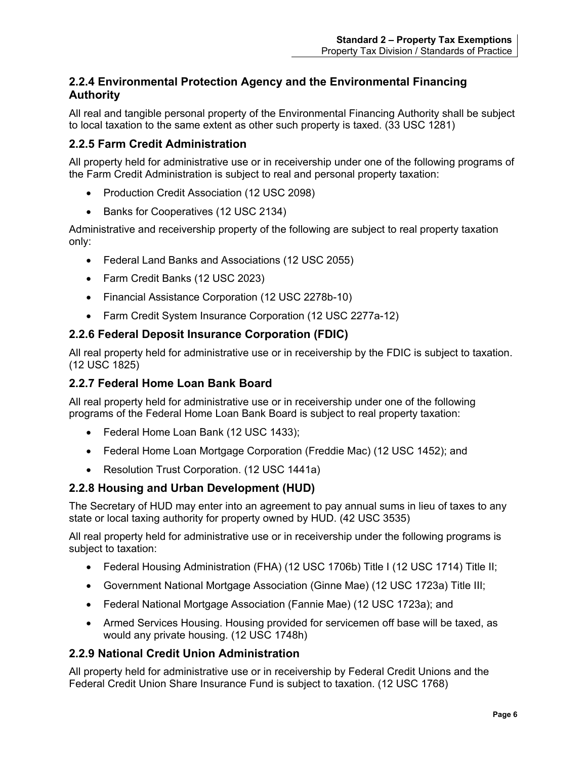### 2.2.4 Environmental Protection Agency and the Environmental Financing Authority

All real and tangible personal property of the Environmental Financing Authority shall be subject to local taxation to the same extent as other such property is taxed. (33 USC 1281)

### 2.2.5 Farm Credit Administration

All property held for administrative use or in receivership under one of the following programs of the Farm Credit Administration is subject to real and personal property taxation:

- Production Credit Association (12 USC 2098)
- Banks for Cooperatives (12 USC 2134)

Administrative and receivership property of the following are subject to real property taxation only:

- Federal Land Banks and Associations (12 USC 2055)
- Farm Credit Banks (12 USC 2023)
- Financial Assistance Corporation (12 USC 2278b-10)
- Farm Credit System Insurance Corporation (12 USC 2277a-12)

### 2.2.6 Federal Deposit Insurance Corporation (FDIC)

All real property held for administrative use or in receivership by the FDIC is subject to taxation. (12 USC 1825)

### 2.2.7 Federal Home Loan Bank Board

All real property held for administrative use or in receivership under one of the following programs of the Federal Home Loan Bank Board is subject to real property taxation:

- Federal Home Loan Bank (12 USC 1433);
- Federal Home Loan Mortgage Corporation (Freddie Mac) (12 USC 1452); and
- Resolution Trust Corporation. (12 USC 1441a)

### 2.2.8 Housing and Urban Development (HUD)

The Secretary of HUD may enter into an agreement to pay annual sums in lieu of taxes to any state or local taxing authority for property owned by HUD. (42 USC 3535)

All real property held for administrative use or in receivership under the following programs is subject to taxation:

- Federal Housing Administration (FHA) (12 USC 1706b) Title I (12 USC 1714) Title II;
- Government National Mortgage Association (Ginne Mae) (12 USC 1723a) Title III;
- Federal National Mortgage Association (Fannie Mae) (12 USC 1723a); and
- Armed Services Housing. Housing provided for servicemen off base will be taxed, as would any private housing. (12 USC 1748h)

### 2.2.9 National Credit Union Administration

All property held for administrative use or in receivership by Federal Credit Unions and the Federal Credit Union Share Insurance Fund is subject to taxation. (12 USC 1768)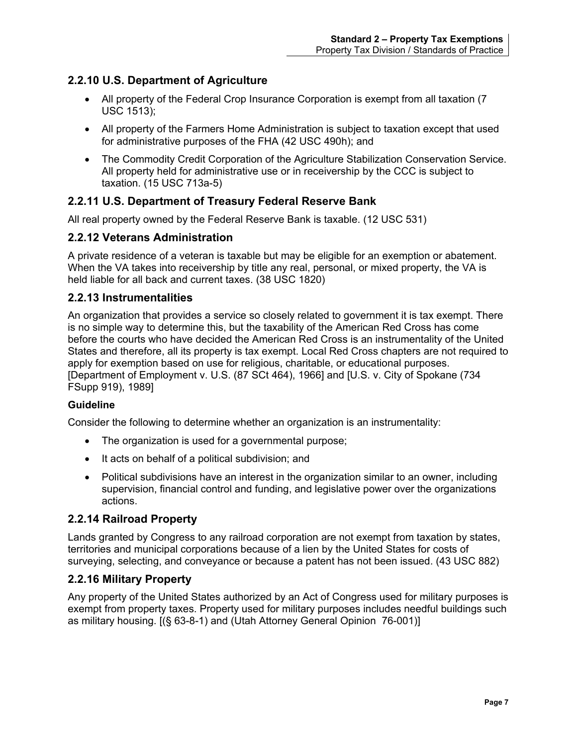### 2.2.10 U.S. Department of Agriculture

- All property of the Federal Crop Insurance Corporation is exempt from all taxation (7 USC 1513);
- All property of the Farmers Home Administration is subject to taxation except that used for administrative purposes of the FHA (42 USC 490h); and
- The Commodity Credit Corporation of the Agriculture Stabilization Conservation Service. All property held for administrative use or in receivership by the CCC is subject to taxation. (15 USC 713a-5)

### 2.2.11 U.S. Department of Treasury Federal Reserve Bank

All real property owned by the Federal Reserve Bank is taxable. (12 USC 531)

### 2.2.12 Veterans Administration

A private residence of a veteran is taxable but may be eligible for an exemption or abatement. When the VA takes into receivership by title any real, personal, or mixed property, the VA is held liable for all back and current taxes. (38 USC 1820)

### 2.2.13 Instrumentalities

An organization that provides a service so closely related to government it is tax exempt. There is no simple way to determine this, but the taxability of the American Red Cross has come before the courts who have decided the American Red Cross is an instrumentality of the United States and therefore, all its property is tax exempt. Local Red Cross chapters are not required to apply for exemption based on use for religious, charitable, or educational purposes. [Department of Employment v. U.S. (87 SCt 464), 1966] and [U.S. v. City of Spokane (734 FSupp 919), 1989]

#### Guideline

Consider the following to determine whether an organization is an instrumentality:

- The organization is used for a governmental purpose;
- It acts on behalf of a political subdivision; and
- Political subdivisions have an interest in the organization similar to an owner, including supervision, financial control and funding, and legislative power over the organizations actions.

### 2.2.14 Railroad Property

Lands granted by Congress to any railroad corporation are not exempt from taxation by states, territories and municipal corporations because of a lien by the United States for costs of surveying, selecting, and conveyance or because a patent has not been issued. (43 USC 882)

### 2.2.16 Military Property

Any property of the United States authorized by an Act of Congress used for military purposes is exempt from property taxes. Property used for military purposes includes needful buildings such as military housing. [(§ 63-8-1) and (Utah Attorney General Opinion 76-001)]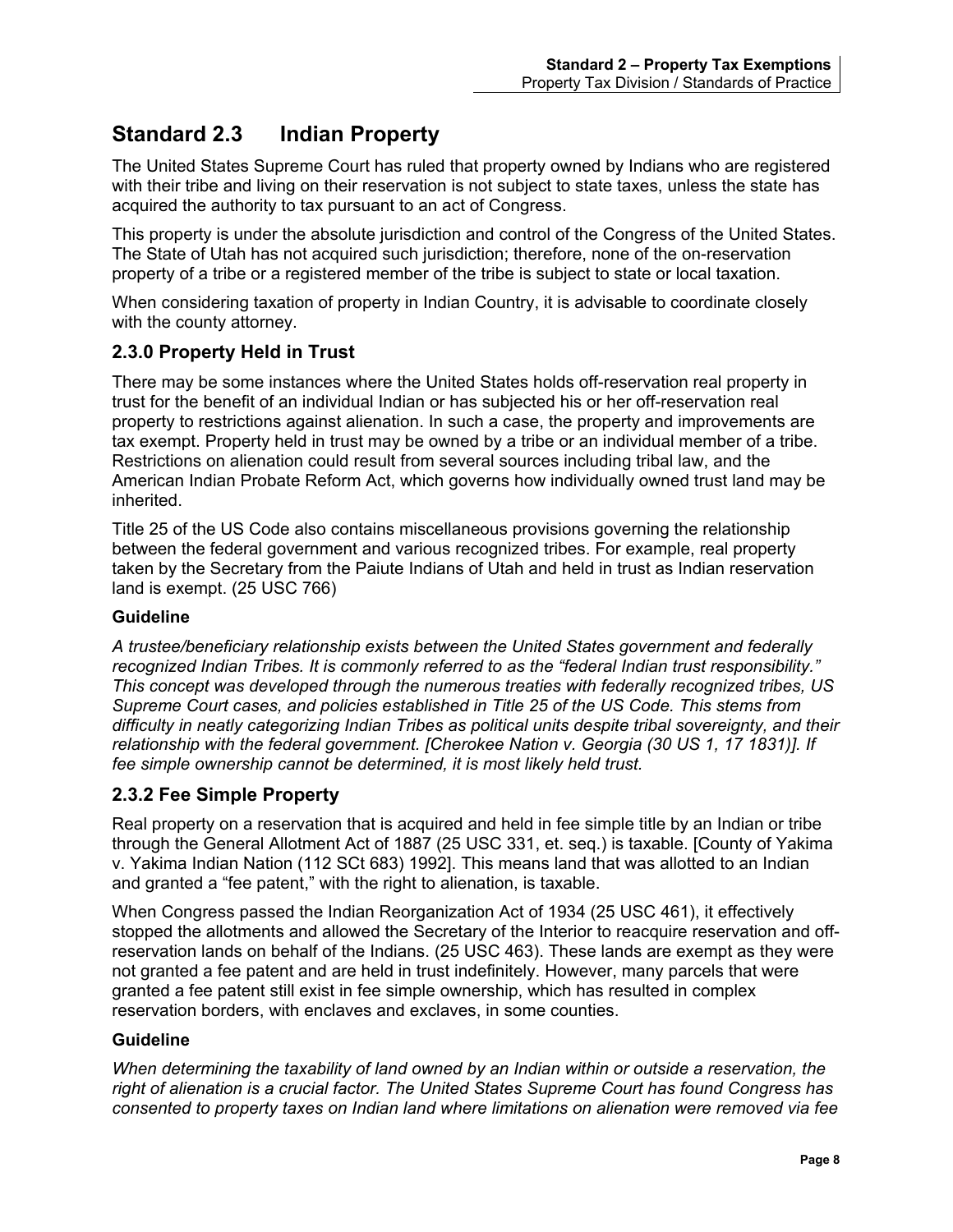## Standard 2.3 Indian Property

The United States Supreme Court has ruled that property owned by Indians who are registered with their tribe and living on their reservation is not subject to state taxes, unless the state has acquired the authority to tax pursuant to an act of Congress.

This property is under the absolute jurisdiction and control of the Congress of the United States. The State of Utah has not acquired such jurisdiction; therefore, none of the on-reservation property of a tribe or a registered member of the tribe is subject to state or local taxation.

When considering taxation of property in Indian Country, it is advisable to coordinate closely with the county attorney.

### 2.3.0 Property Held in Trust

There may be some instances where the United States holds off-reservation real property in trust for the benefit of an individual Indian or has subjected his or her off-reservation real property to restrictions against alienation. In such a case, the property and improvements are tax exempt. Property held in trust may be owned by a tribe or an individual member of a tribe. Restrictions on alienation could result from several sources including tribal law, and the American Indian Probate Reform Act, which governs how individually owned trust land may be inherited.

Title 25 of the US Code also contains miscellaneous provisions governing the relationship between the federal government and various recognized tribes. For example, real property taken by the Secretary from the Paiute Indians of Utah and held in trust as Indian reservation land is exempt. (25 USC 766)

**Guideline**

*A trustee/beneficiary relationship exists between the United States government and federally recognized Indian Tribes. It is commonly referred to as the "federal Indian trust responsibility." This concept was developed through the numerous treaties with federally recognized tribes, US Supreme Court cases, and policies established in Title 25 of the US Code. This stems from difficulty in neatly categorizing Indian Tribes as political units despite tribal sovereignty, and their relationship with the federal government. [Cherokee Nation v. Georgia (30 US 1, 17 1831)]. If fee simple ownership cannot be determined, it is most likely held trust.*

### 2.3.2 Fee Simple Property

Real property on a reservation that is acquired and held in fee simple title by an Indian or tribe through the General Allotment Act of 1887 (25 USC 331, et. seq.) is taxable. [County of Yakima v. Yakima Indian Nation (112 SCt 683) 1992]. This means land that was allotted to an Indian and granted a "fee patent," with the right to alienation, is taxable.

When Congress passed the Indian Reorganization Act of 1934 (25 USC 461), it effectively stopped the allotments and allowed the Secretary of the Interior to reacquire reservation and off-reservation lands on behalf of the Indians. (25 USC 463). These lands are exempt as they were not granted a fee patent and are held in trust indefinitely. However, many parcels that were granted a fee patent still exist in fee simple ownership, which has resulted in complex reservation borders, with enclaves and exclaves, in some counties.

**Guideline**

*When determining the taxability of land owned by an Indian within or outside a reservation, the right of alienation is a crucial factor. The United States Supreme Court has found Congress has consented to property taxes on Indian land where limitations on alienation were removed via fee*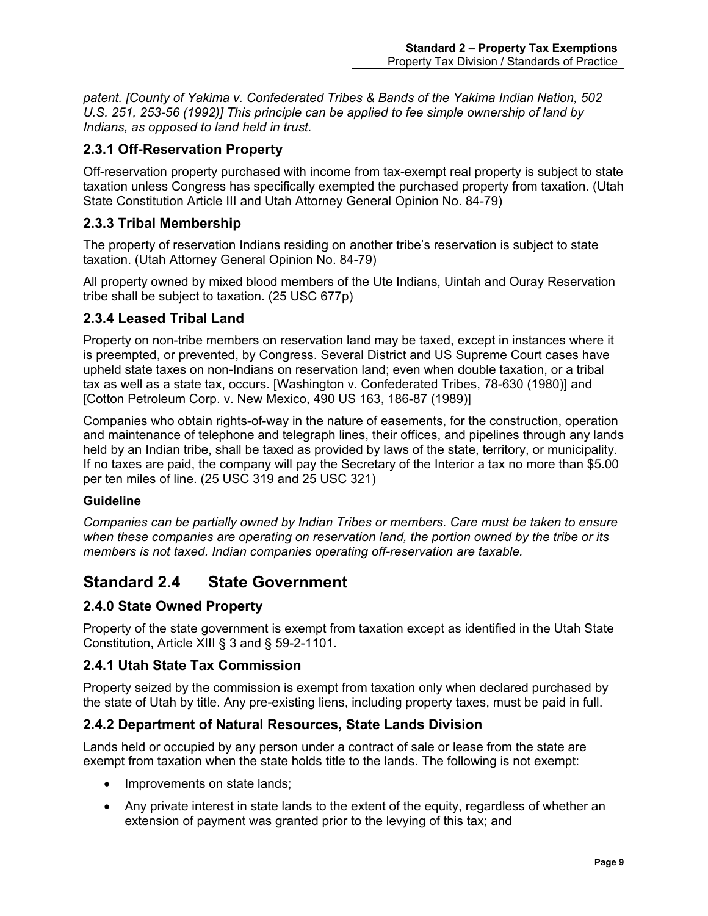*patent. [County of Yakima v. Confederated Tribes & Bands of the Yakima Indian Nation, 502 U.S. 251, 253-56 (1992)] This principle can be applied to fee simple ownership of land by Indians, as opposed to land held in trust.*

### 2.3.1 Off-Reservation Property

Off-reservation property purchased with income from tax-exempt real property is subject to state taxation unless Congress has specifically exempted the purchased property from taxation. (Utah State Constitution Article III and Utah Attorney General Opinion No. 84-79)

### 2.3.3 Tribal Membership

The property of reservation Indians residing on another tribe's reservation is subject to state taxation. (Utah Attorney General Opinion No. 84-79)

All property owned by mixed blood members of the Ute Indians, Uintah and Ouray Reservation tribe shall be subject to taxation. (25 USC 677p)

### 2.3.4 Leased Tribal Land

Property on non-tribe members on reservation land may be taxed, except in instances where it is preempted, or prevented, by Congress. Several District and US Supreme Court cases have upheld state taxes on non-Indians on reservation land; even when double taxation, or a tribal tax as well as a state tax, occurs. [Washington v. Confederated Tribes, 78-630 (1980)] and [Cotton Petroleum Corp. v. New Mexico, 490 US 163, 186-87 (1989)]

Companies who obtain rights-of-way in the nature of easements, for the construction, operation and maintenance of telephone and telegraph lines, their offices, and pipelines through any lands held by an Indian tribe, shall be taxed as provided by laws of the state, territory, or municipality. If no taxes are paid, the company will pay the Secretary of the Interior a tax no more than $5.00 per ten miles of line. (25 USC 319 and 25 USC 321)

#### Guideline

*Companies can be partially owned by Indian Tribes or members. Care must be taken to ensure when these companies are operating on reservation land, the portion owned by the tribe or its members is not taxed. Indian companies operating off-reservation are taxable.*

## Standard 2.4 State Government

### 2.4.0 State Owned Property

Property of the state government is exempt from taxation except as identified in the Utah State Constitution, Article XIII § 3 and § 59-2-1101.

### 2.4.1 Utah State Tax Commission

Property seized by the commission is exempt from taxation only when declared purchased by the state of Utah by title. Any pre-existing liens, including property taxes, must be paid in full.

### 2.4.2 Department of Natural Resources, State Lands Division

Lands held or occupied by any person under a contract of sale or lease from the state are exempt from taxation when the state holds title to the lands. The following is not exempt:

- Improvements on state lands;
- Any private interest in state lands to the extent of the equity, regardless of whether an extension of payment was granted prior to the levying of this tax; and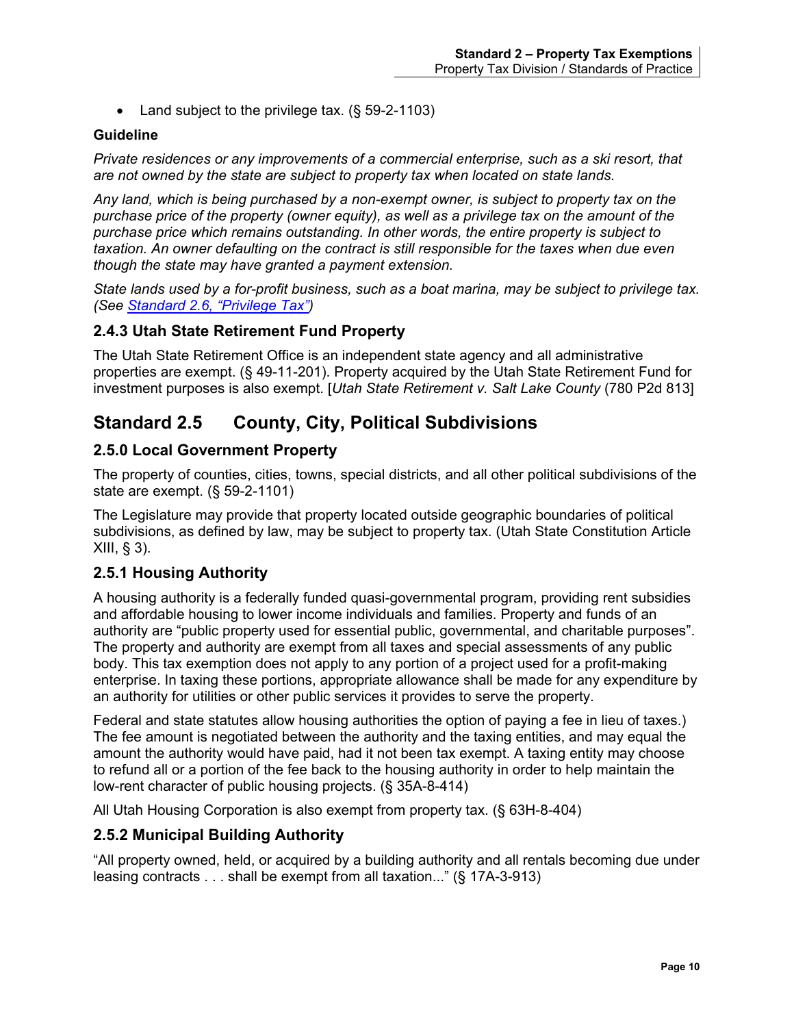- Land subject to the privilege tax. (§ 59-2-1103)

**Guideline**

*Private residences or any improvements of a commercial enterprise, such as a ski resort, that are not owned by the state are subject to property tax when located on state lands.*

*Any land, which is being purchased by a non-exempt owner, is subject to property tax on the purchase price of the property (owner equity), as well as a privilege tax on the amount of the purchase price which remains outstanding. In other words, the entire property is subject to taxation. An owner defaulting on the contract is still responsible for the taxes when due even though the state may have granted a payment extension.*

*State lands used by a for-profit business, such as a boat marina, may be subject to privilege tax. (See Standard 2.6, "Privilege Tax")*

### 2.4.3 Utah State Retirement Fund Property

The Utah State Retirement Office is an independent state agency and all administrative properties are exempt. (§ 49-11-201). Property acquired by the Utah State Retirement Fund for investment purposes is also exempt. [*Utah State Retirement v. Salt Lake County* (780 P2d 813]

## Standard 2.5 County, City, Political Subdivisions

### 2.5.0 Local Government Property

The property of counties, cities, towns, special districts, and all other political subdivisions of the state are exempt. (§ 59-2-1101)

The Legislature may provide that property located outside geographic boundaries of political subdivisions, as defined by law, may be subject to property tax. (Utah State Constitution Article XIII, § 3).

### 2.5.1 Housing Authority

A housing authority is a federally funded quasi-governmental program, providing rent subsidies and affordable housing to lower income individuals and families. Property and funds of an authority are "public property used for essential public, governmental, and charitable purposes". The property and authority are exempt from all taxes and special assessments of any public body. This tax exemption does not apply to any portion of a project used for a profit-making enterprise. In taxing these portions, appropriate allowance shall be made for any expenditure by an authority for utilities or other public services it provides to serve the property.

Federal and state statutes allow housing authorities the option of paying a fee in lieu of taxes.) The fee amount is negotiated between the authority and the taxing entities, and may equal the amount the authority would have paid, had it not been tax exempt. A taxing entity may choose to refund all or a portion of the fee back to the housing authority in order to help maintain the low-rent character of public housing projects. (§ 35A-8-414)

All Utah Housing Corporation is also exempt from property tax. (§ 63H-8-404)

### 2.5.2 Municipal Building Authority

"All property owned, held, or acquired by a building authority and all rentals becoming due under leasing contracts . . . shall be exempt from all taxation..." (§ 17A-3-913)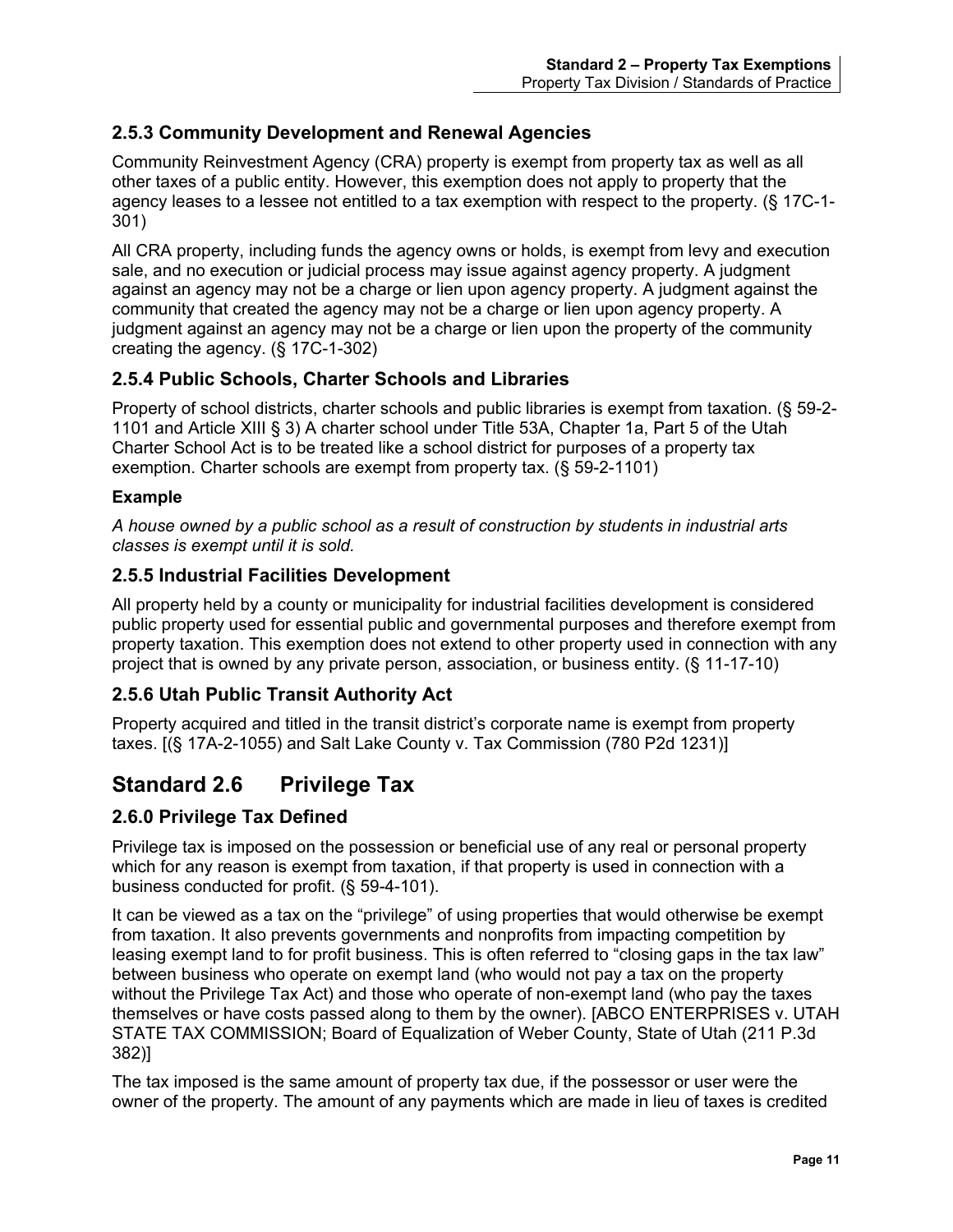### 2.5.3 Community Development and Renewal Agencies

Community Reinvestment Agency (CRA) property is exempt from property tax as well as all other taxes of a public entity. However, this exemption does not apply to property that the agency leases to a lessee not entitled to a tax exemption with respect to the property. (§ 17C-1-301)

All CRA property, including funds the agency owns or holds, is exempt from levy and execution sale, and no execution or judicial process may issue against agency property. A judgment against an agency may not be a charge or lien upon agency property. A judgment against the community that created the agency may not be a charge or lien upon agency property. A judgment against an agency may not be a charge or lien upon the property of the community creating the agency. (§ 17C-1-302)

### 2.5.4 Public Schools, Charter Schools and Libraries

Property of school districts, charter schools and public libraries is exempt from taxation. (§ 59-2-1101 and Article XIII § 3) A charter school under Title 53A, Chapter 1a, Part 5 of the Utah Charter School Act is to be treated like a school district for purposes of a property tax exemption. Charter schools are exempt from property tax. (§ 59-2-1101)

**Example**

*A house owned by a public school as a result of construction by students in industrial arts classes is exempt until it is sold.*

### 2.5.5 Industrial Facilities Development

All property held by a county or municipality for industrial facilities development is considered public property used for essential public and governmental purposes and therefore exempt from property taxation. This exemption does not extend to other property used in connection with any project that is owned by any private person, association, or business entity. (§ 11-17-10)

### 2.5.6 Utah Public Transit Authority Act

Property acquired and titled in the transit district's corporate name is exempt from property taxes. [(§ 17A-2-1055) and Salt Lake County v. Tax Commission (780 P2d 1231)]

## Standard 2.6 Privilege Tax

### 2.6.0 Privilege Tax Defined

Privilege tax is imposed on the possession or beneficial use of any real or personal property which for any reason is exempt from taxation, if that property is used in connection with a business conducted for profit. (§ 59-4-101).

It can be viewed as a tax on the "privilege" of using properties that would otherwise be exempt from taxation. It also prevents governments and nonprofits from impacting competition by leasing exempt land to for profit business. This is often referred to "closing gaps in the tax law" between business who operate on exempt land (who would not pay a tax on the property without the Privilege Tax Act) and those who operate of non-exempt land (who pay the taxes themselves or have costs passed along to them by the owner). [ABCO ENTERPRISES v. UTAH STATE TAX COMMISSION; Board of Equalization of Weber County, State of Utah (211 P.3d 382)]

The tax imposed is the same amount of property tax due, if the possessor or user were the owner of the property. The amount of any payments which are made in lieu of taxes is credited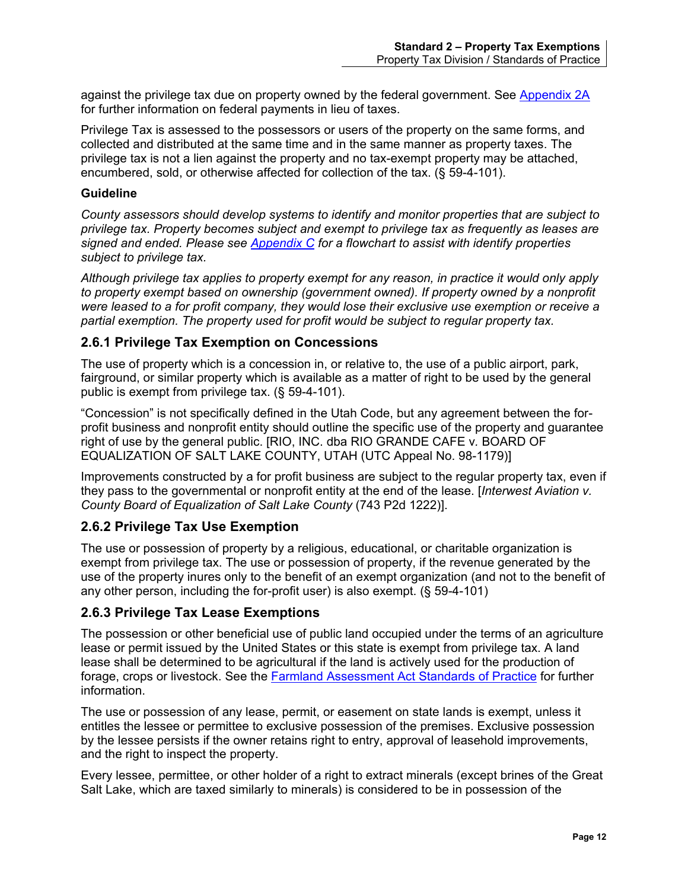against the privilege tax due on property owned by the federal government. See [Appendix 2A](#) for further information on federal payments in lieu of taxes.

Privilege Tax is assessed to the possessors or users of the property on the same forms, and collected and distributed at the same time and in the same manner as property taxes. The privilege tax is not a lien against the property and no tax-exempt property may be attached, encumbered, sold, or otherwise affected for collection of the tax. (§ 59-4-101).

**Guideline**

*County assessors should develop systems to identify and monitor properties that are subject to privilege tax. Property becomes subject and exempt to privilege tax as frequently as leases are signed and ended. Please see [Appendix C](#) for a flowchart to assist with identify properties subject to privilege tax.*

*Although privilege tax applies to property exempt for any reason, in practice it would only apply to property exempt based on ownership (government owned). If property owned by a nonprofit were leased to a for profit company, they would lose their exclusive use exemption or receive a partial exemption. The property used for profit would be subject to regular property tax.*

## 2.6.1 Privilege Tax Exemption on Concessions

The use of property which is a concession in, or relative to, the use of a public airport, park, fairground, or similar property which is available as a matter of right to be used by the general public is exempt from privilege tax. (§ 59-4-101).

"Concession" is not specifically defined in the Utah Code, but any agreement between the for-profit business and nonprofit entity should outline the specific use of the property and guarantee right of use by the general public. [RIO, INC. dba RIO GRANDE CAFE v. BOARD OF EQUALIZATION OF SALT LAKE COUNTY, UTAH (UTC Appeal No. 98-1179)]

Improvements constructed by a for profit business are subject to the regular property tax, even if they pass to the governmental or nonprofit entity at the end of the lease. [*Interwest Aviation v. County Board of Equalization of Salt Lake County* (743 P2d 1222)].

## 2.6.2 Privilege Tax Use Exemption

The use or possession of property by a religious, educational, or charitable organization is exempt from privilege tax. The use or possession of property, if the revenue generated by the use of the property inures only to the benefit of an exempt organization (and not to the benefit of any other person, including the for-profit user) is also exempt. (§ 59-4-101)

## 2.6.3 Privilege Tax Lease Exemptions

The possession or other beneficial use of public land occupied under the terms of an agriculture lease or permit issued by the United States or this state is exempt from privilege tax. A land lease shall be determined to be agricultural if the land is actively used for the production of forage, crops or livestock. See the [Farmland Assessment Act Standards of Practice](#) for further information.

The use or possession of any lease, permit, or easement on state lands is exempt, unless it entitles the lessee or permittee to exclusive possession of the premises. Exclusive possession by the lessee persists if the owner retains right to entry, approval of leasehold improvements, and the right to inspect the property.

Every lessee, permittee, or other holder of a right to extract minerals (except brines of the Great Salt Lake, which are taxed similarly to minerals) is considered to be in possession of the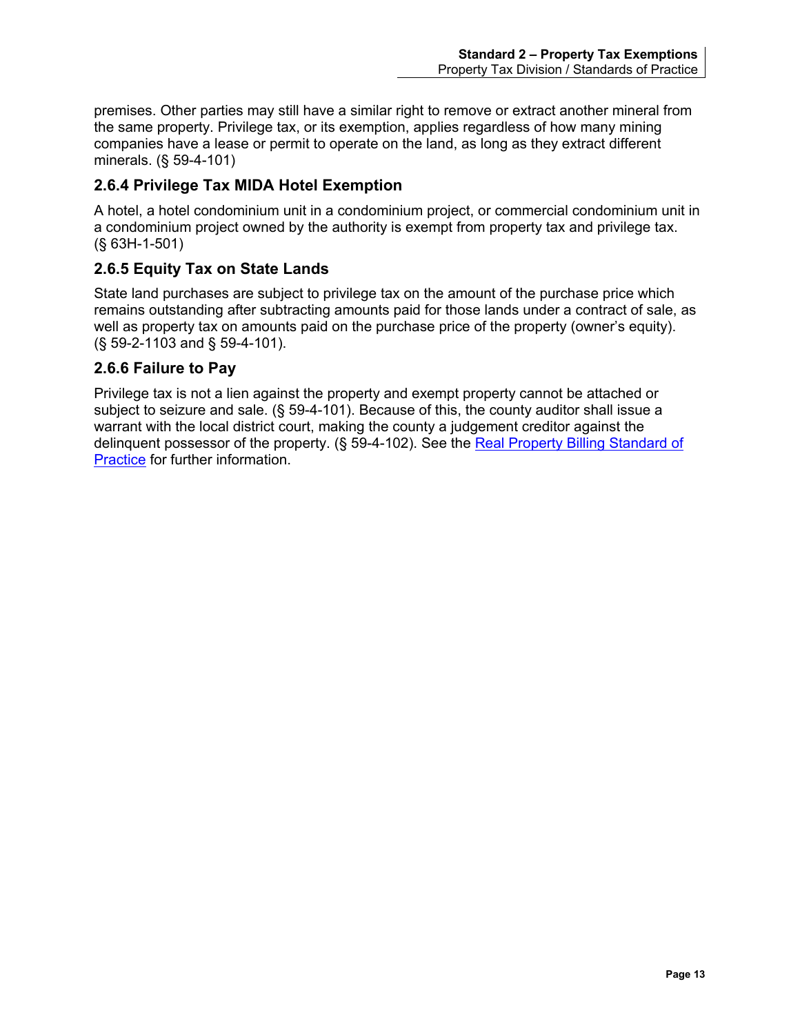premises. Other parties may still have a similar right to remove or extract another mineral from the same property. Privilege tax, or its exemption, applies regardless of how many mining companies have a lease or permit to operate on the land, as long as they extract different minerals. (§ 59-4-101)

### 2.6.4 Privilege Tax MIDA Hotel Exemption

A hotel, a hotel condominium unit in a condominium project, or commercial condominium unit in a condominium project owned by the authority is exempt from property tax and privilege tax. (§ 63H-1-501)

### 2.6.5 Equity Tax on State Lands

State land purchases are subject to privilege tax on the amount of the purchase price which remains outstanding after subtracting amounts paid for those lands under a contract of sale, as well as property tax on amounts paid on the purchase price of the property (owner's equity). (§ 59-2-1103 and § 59-4-101).

### 2.6.6 Failure to Pay

Privilege tax is not a lien against the property and exempt property cannot be attached or subject to seizure and sale. (§ 59-4-101). Because of this, the county auditor shall issue a warrant with the local district court, making the county a judgement creditor against the delinquent possessor of the property. (§ 59-4-102). See the [Real Property Billing Standard of Practice] for further information.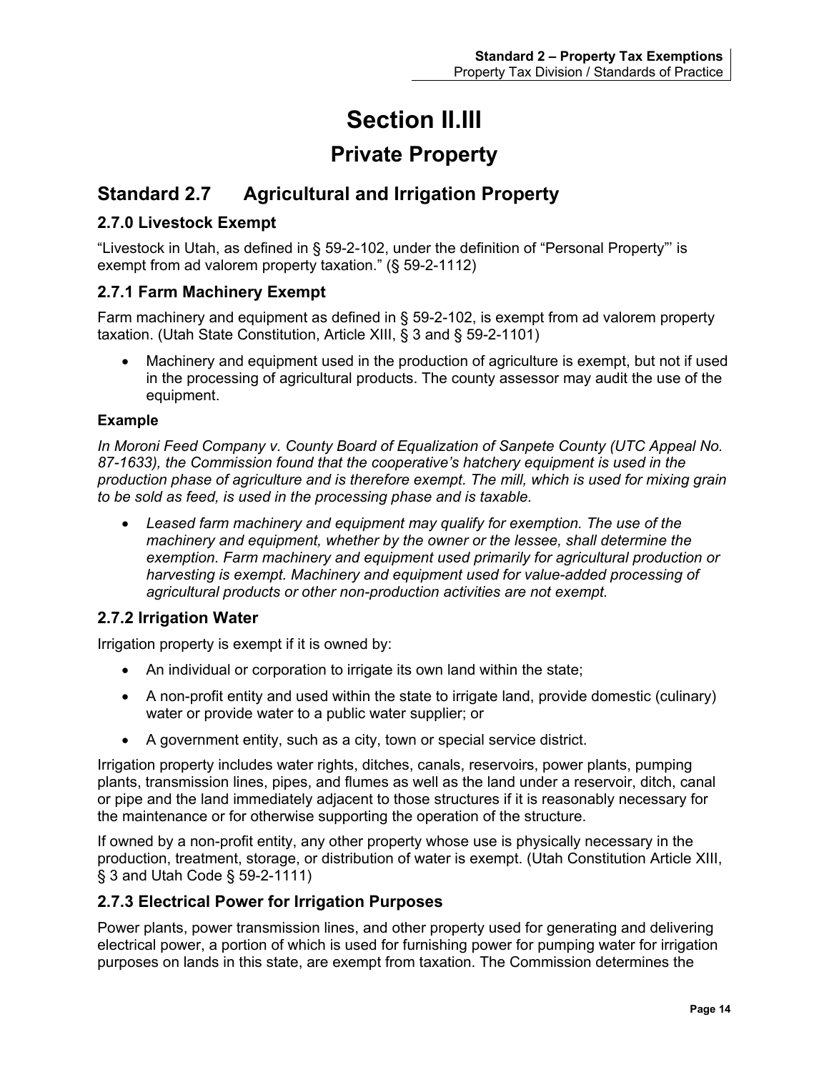# Section II.III

## Private Property

## Standard 2.7 Agricultural and Irrigation Property

### 2.7.0 Livestock Exempt

"Livestock in Utah, as defined in § 59-2-102, under the definition of "Personal Property"' is exempt from ad valorem property taxation." (§ 59-2-1112)

### 2.7.1 Farm Machinery Exempt

Farm machinery and equipment as defined in § 59-2-102, is exempt from ad valorem property taxation. (Utah State Constitution, Article XIII, § 3 and § 59-2-1101)

- Machinery and equipment used in the production of agriculture is exempt, but not if used in the processing of agricultural products. The county assessor may audit the use of the equipment.

**Example**

*In Moroni Feed Company v. County Board of Equalization of Sanpete County (UTC Appeal No. 87-1633), the Commission found that the cooperative's hatchery equipment is used in the production phase of agriculture and is therefore exempt. The mill, which is used for mixing grain to be sold as feed, is used in the processing phase and is taxable.*

- *Leased farm machinery and equipment may qualify for exemption. The use of the machinery and equipment, whether by the owner or the lessee, shall determine the exemption. Farm machinery and equipment used primarily for agricultural production or harvesting is exempt. Machinery and equipment used for value-added processing of agricultural products or other non-production activities are not exempt.*

### 2.7.2 Irrigation Water

Irrigation property is exempt if it is owned by:

- An individual or corporation to irrigate its own land within the state;
- A non-profit entity and used within the state to irrigate land, provide domestic (culinary) water or provide water to a public water supplier; or
- A government entity, such as a city, town or special service district.

Irrigation property includes water rights, ditches, canals, reservoirs, power plants, pumping plants, transmission lines, pipes, and flumes as well as the land under a reservoir, ditch, canal or pipe and the land immediately adjacent to those structures if it is reasonably necessary for the maintenance or for otherwise supporting the operation of the structure.

If owned by a non-profit entity, any other property whose use is physically necessary in the production, treatment, storage, or distribution of water is exempt. (Utah Constitution Article XIII, § 3 and Utah Code § 59-2-1111)

### 2.7.3 Electrical Power for Irrigation Purposes

Power plants, power transmission lines, and other property used for generating and delivering electrical power, a portion of which is used for furnishing power for pumping water for irrigation purposes on lands in this state, are exempt from taxation. The Commission determines the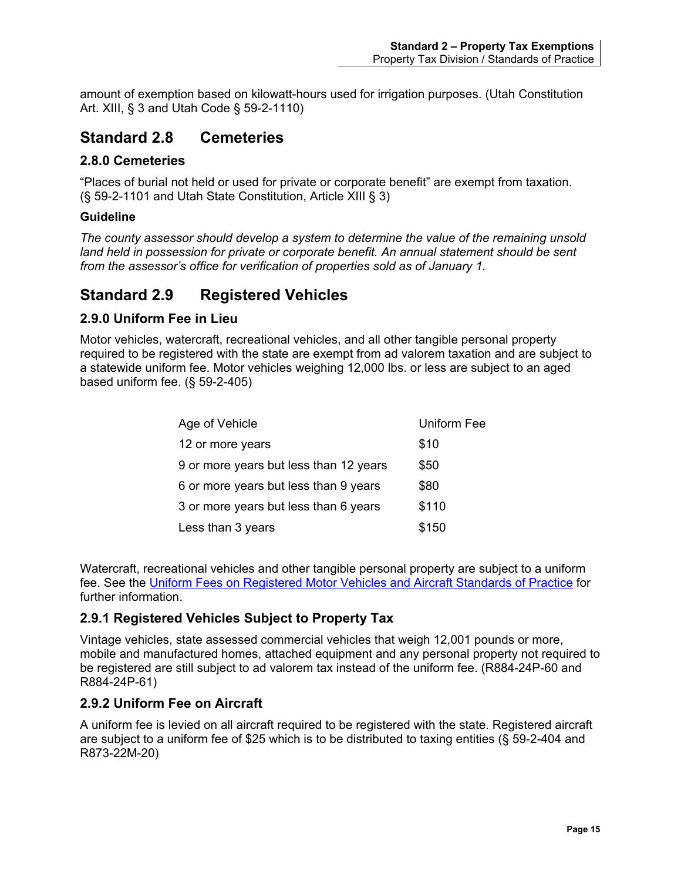amount of exemption based on kilowatt-hours used for irrigation purposes. (Utah Constitution Art. XIII, § 3 and Utah Code § 59-2-1110)

## Standard 2.8 Cemeteries

### 2.8.0 Cemeteries

"Places of burial not held or used for private or corporate benefit" are exempt from taxation. (§ 59-2-1101 and Utah State Constitution, Article XIII § 3)

**Guideline**

*The county assessor should develop a system to determine the value of the remaining unsold land held in possession for private or corporate benefit. An annual statement should be sent from the assessor's office for verification of properties sold as of January 1.*

## Standard 2.9 Registered Vehicles

### 2.9.0 Uniform Fee in Lieu

Motor vehicles, watercraft, recreational vehicles, and all other tangible personal property required to be registered with the state are exempt from ad valorem taxation and are subject to a statewide uniform fee. Motor vehicles weighing 12,000 lbs. or less are subject to an aged based uniform fee. (§ 59-2-405)

| Age of Vehicle | Uniform Fee |
|---|---|
| 12 or more years | $10 |
| 9 or more years but less than 12 years | $50 |
| 6 or more years but less than 9 years | $80 |
| 3 or more years but less than 6 years | $110 |
| Less than 3 years | $150 |

Watercraft, recreational vehicles and other tangible personal property are subject to a uniform fee. See the Uniform Fees on Registered Motor Vehicles and Aircraft Standards of Practice for further information.

### 2.9.1 Registered Vehicles Subject to Property Tax

Vintage vehicles, state assessed commercial vehicles that weigh 12,001 pounds or more, mobile and manufactured homes, attached equipment and any personal property not required to be registered are still subject to ad valorem tax instead of the uniform fee. (R884-24P-60 and R884-24P-61)

### 2.9.2 Uniform Fee on Aircraft

A uniform fee is levied on all aircraft required to be registered with the state. Registered aircraft are subject to a uniform fee of $25 which is to be distributed to taxing entities (§ 59-2-404 and R873-22M-20)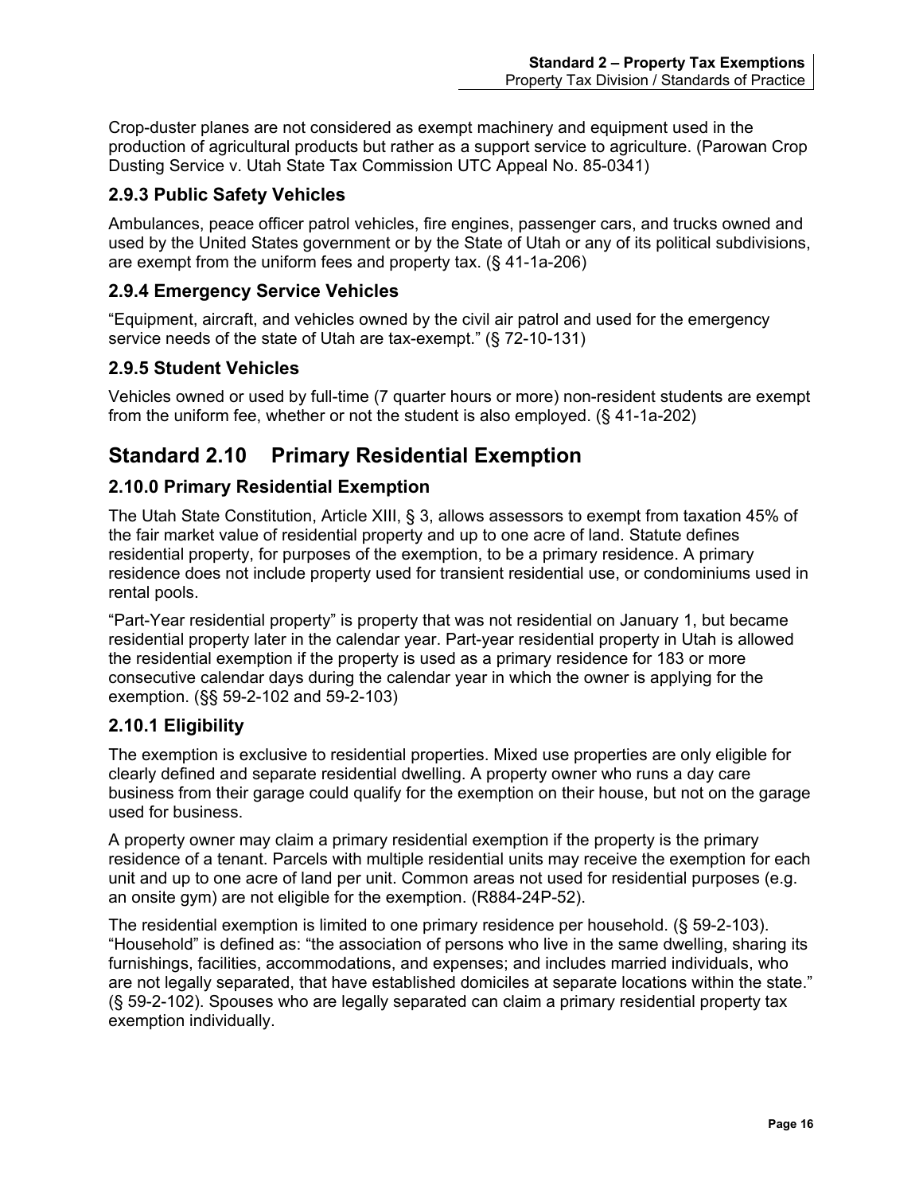Crop-duster planes are not considered as exempt machinery and equipment used in the production of agricultural products but rather as a support service to agriculture. (Parowan Crop Dusting Service v. Utah State Tax Commission UTC Appeal No. 85-0341)

### 2.9.3 Public Safety Vehicles

Ambulances, peace officer patrol vehicles, fire engines, passenger cars, and trucks owned and used by the United States government or by the State of Utah or any of its political subdivisions, are exempt from the uniform fees and property tax. (§ 41-1a-206)

### 2.9.4 Emergency Service Vehicles

"Equipment, aircraft, and vehicles owned by the civil air patrol and used for the emergency service needs of the state of Utah are tax-exempt." (§ 72-10-131)

### 2.9.5 Student Vehicles

Vehicles owned or used by full-time (7 quarter hours or more) non-resident students are exempt from the uniform fee, whether or not the student is also employed. (§ 41-1a-202)

## Standard 2.10 Primary Residential Exemption

### 2.10.0 Primary Residential Exemption

The Utah State Constitution, Article XIII, § 3, allows assessors to exempt from taxation 45% of the fair market value of residential property and up to one acre of land. Statute defines residential property, for purposes of the exemption, to be a primary residence. A primary residence does not include property used for transient residential use, or condominiums used in rental pools.

"Part-Year residential property" is property that was not residential on January 1, but became residential property later in the calendar year. Part-year residential property in Utah is allowed the residential exemption if the property is used as a primary residence for 183 or more consecutive calendar days during the calendar year in which the owner is applying for the exemption. (§§ 59-2-102 and 59-2-103)

### 2.10.1 Eligibility

The exemption is exclusive to residential properties. Mixed use properties are only eligible for clearly defined and separate residential dwelling. A property owner who runs a day care business from their garage could qualify for the exemption on their house, but not on the garage used for business.

A property owner may claim a primary residential exemption if the property is the primary residence of a tenant. Parcels with multiple residential units may receive the exemption for each unit and up to one acre of land per unit. Common areas not used for residential purposes (e.g. an onsite gym) are not eligible for the exemption. (R884-24P-52).

The residential exemption is limited to one primary residence per household. (§ 59-2-103). "Household" is defined as: "the association of persons who live in the same dwelling, sharing its furnishings, facilities, accommodations, and expenses; and includes married individuals, who are not legally separated, that have established domiciles at separate locations within the state." (§ 59-2-102). Spouses who are legally separated can claim a primary residential property tax exemption individually.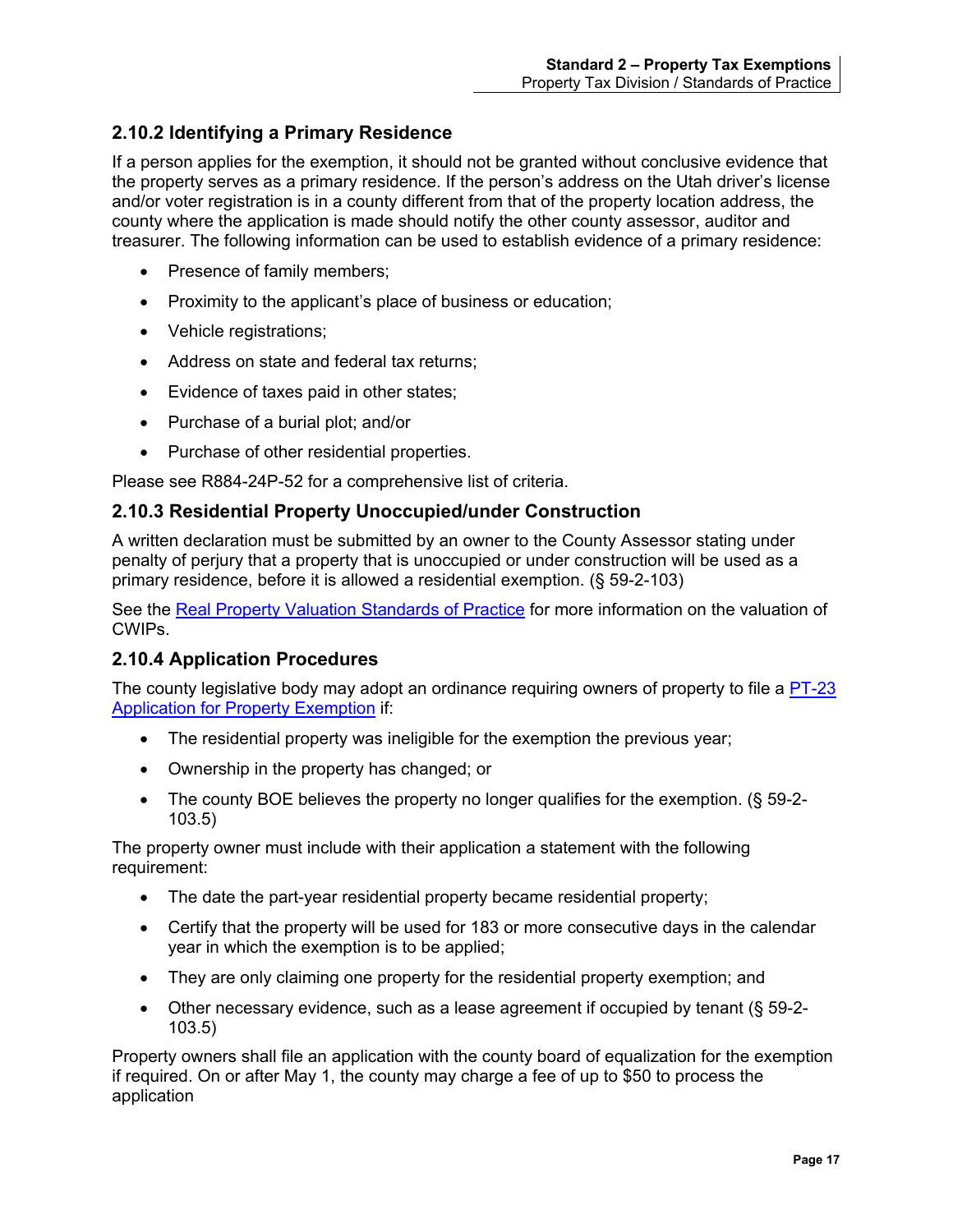## 2.10.2 Identifying a Primary Residence

If a person applies for the exemption, it should not be granted without conclusive evidence that the property serves as a primary residence. If the person's address on the Utah driver's license and/or voter registration is in a county different from that of the property location address, the county where the application is made should notify the other county assessor, auditor and treasurer. The following information can be used to establish evidence of a primary residence:

- Presence of family members;
- Proximity to the applicant's place of business or education;
- Vehicle registrations;
- Address on state and federal tax returns;
- Evidence of taxes paid in other states;
- Purchase of a burial plot; and/or
- Purchase of other residential properties.

Please see R884-24P-52 for a comprehensive list of criteria.

## 2.10.3 Residential Property Unoccupied/under Construction

A written declaration must be submitted by an owner to the County Assessor stating under penalty of perjury that a property that is unoccupied or under construction will be used as a primary residence, before it is allowed a residential exemption. (§ 59-2-103)

See the Real Property Valuation Standards of Practice for more information on the valuation of CWIPs.

## 2.10.4 Application Procedures

The county legislative body may adopt an ordinance requiring owners of property to file a PT-23 Application for Property Exemption if:

- The residential property was ineligible for the exemption the previous year;
- Ownership in the property has changed; or
- The county BOE believes the property no longer qualifies for the exemption. (§ 59-2-103.5)

The property owner must include with their application a statement with the following requirement:

- The date the part-year residential property became residential property;
- Certify that the property will be used for 183 or more consecutive days in the calendar year in which the exemption is to be applied;
- They are only claiming one property for the residential property exemption; and
- Other necessary evidence, such as a lease agreement if occupied by tenant (§ 59-2-103.5)

Property owners shall file an application with the county board of equalization for the exemption if required. On or after May 1, the county may charge a fee of up to $50 to process the application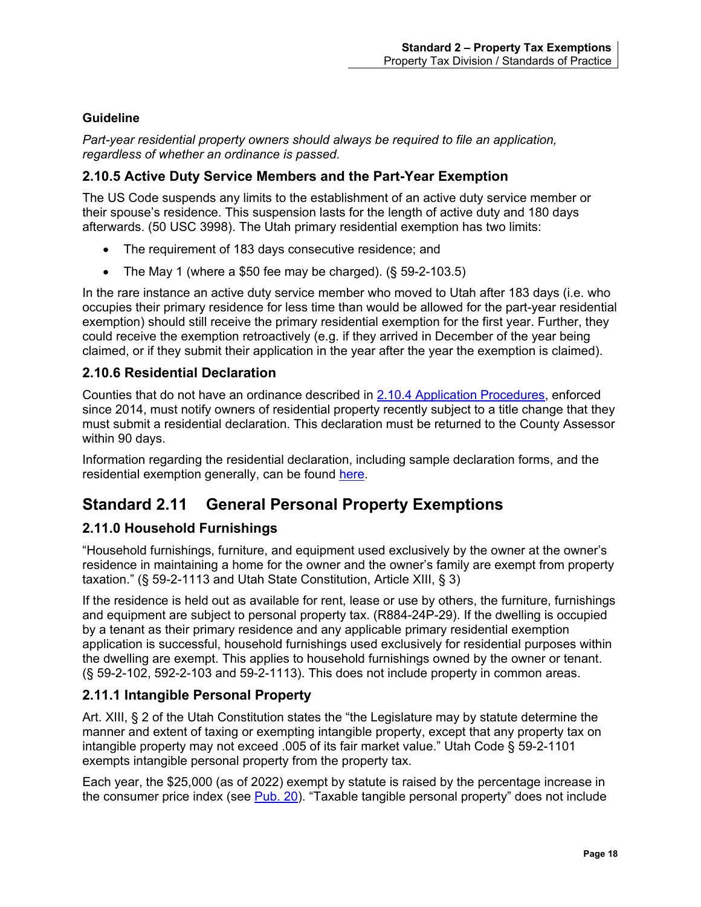**Guideline**

*Part-year residential property owners should always be required to file an application, regardless of whether an ordinance is passed.*

### 2.10.5 Active Duty Service Members and the Part-Year Exemption

The US Code suspends any limits to the establishment of an active duty service member or their spouse's residence. This suspension lasts for the length of active duty and 180 days afterwards. (50 USC 3998). The Utah primary residential exemption has two limits:

- The requirement of 183 days consecutive residence; and
- The May 1 (where a $50 fee may be charged). (§ 59-2-103.5)

In the rare instance an active duty service member who moved to Utah after 183 days (i.e. who occupies their primary residence for less time than would be allowed for the part-year residential exemption) should still receive the primary residential exemption for the first year. Further, they could receive the exemption retroactively (e.g. if they arrived in December of the year being claimed, or if they submit their application in the year after the year the exemption is claimed).

### 2.10.6 Residential Declaration

Counties that do not have an ordinance described in 2.10.4 Application Procedures, enforced since 2014, must notify owners of residential property recently subject to a title change that they must submit a residential declaration. This declaration must be returned to the County Assessor within 90 days.

Information regarding the residential declaration, including sample declaration forms, and the residential exemption generally, can be found here.

## Standard 2.11 General Personal Property Exemptions

### 2.11.0 Household Furnishings

"Household furnishings, furniture, and equipment used exclusively by the owner at the owner's residence in maintaining a home for the owner and the owner's family are exempt from property taxation." (§ 59-2-1113 and Utah State Constitution, Article XIII, § 3)

If the residence is held out as available for rent, lease or use by others, the furniture, furnishings and equipment are subject to personal property tax. (R884-24P-29). If the dwelling is occupied by a tenant as their primary residence and any applicable primary residential exemption application is successful, household furnishings used exclusively for residential purposes within the dwelling are exempt. This applies to household furnishings owned by the owner or tenant. (§ 59-2-102, 592-2-103 and 59-2-1113). This does not include property in common areas.

### 2.11.1 Intangible Personal Property

Art. XIII, § 2 of the Utah Constitution states the "the Legislature may by statute determine the manner and extent of taxing or exempting intangible property, except that any property tax on intangible property may not exceed .005 of its fair market value." Utah Code § 59-2-1101 exempts intangible personal property from the property tax.

Each year, the $25,000 (as of 2022) exempt by statute is raised by the percentage increase in the consumer price index (see Pub. 20). "Taxable tangible personal property" does not include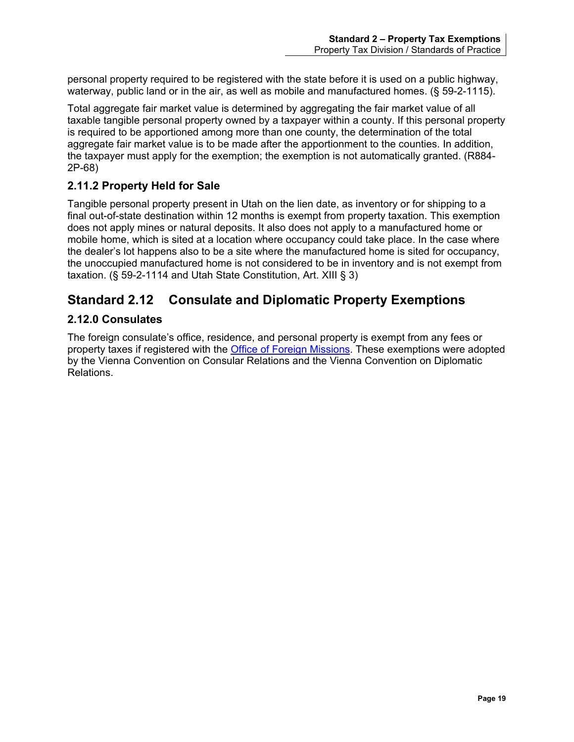personal property required to be registered with the state before it is used on a public highway, waterway, public land or in the air, as well as mobile and manufactured homes. (§ 59-2-1115).

Total aggregate fair market value is determined by aggregating the fair market value of all taxable tangible personal property owned by a taxpayer within a county. If this personal property is required to be apportioned among more than one county, the determination of the total aggregate fair market value is to be made after the apportionment to the counties. In addition, the taxpayer must apply for the exemption; the exemption is not automatically granted. (R884-2P-68)

### 2.11.2 Property Held for Sale

Tangible personal property present in Utah on the lien date, as inventory or for shipping to a final out-of-state destination within 12 months is exempt from property taxation. This exemption does not apply mines or natural deposits. It also does not apply to a manufactured home or mobile home, which is sited at a location where occupancy could take place. In the case where the dealer's lot happens also to be a site where the manufactured home is sited for occupancy, the unoccupied manufactured home is not considered to be in inventory and is not exempt from taxation. (§ 59-2-1114 and Utah State Constitution, Art. XIII § 3)

## Standard 2.12 Consulate and Diplomatic Property Exemptions

### 2.12.0 Consulates

The foreign consulate's office, residence, and personal property is exempt from any fees or property taxes if registered with the Office of Foreign Missions. These exemptions were adopted by the Vienna Convention on Consular Relations and the Vienna Convention on Diplomatic Relations.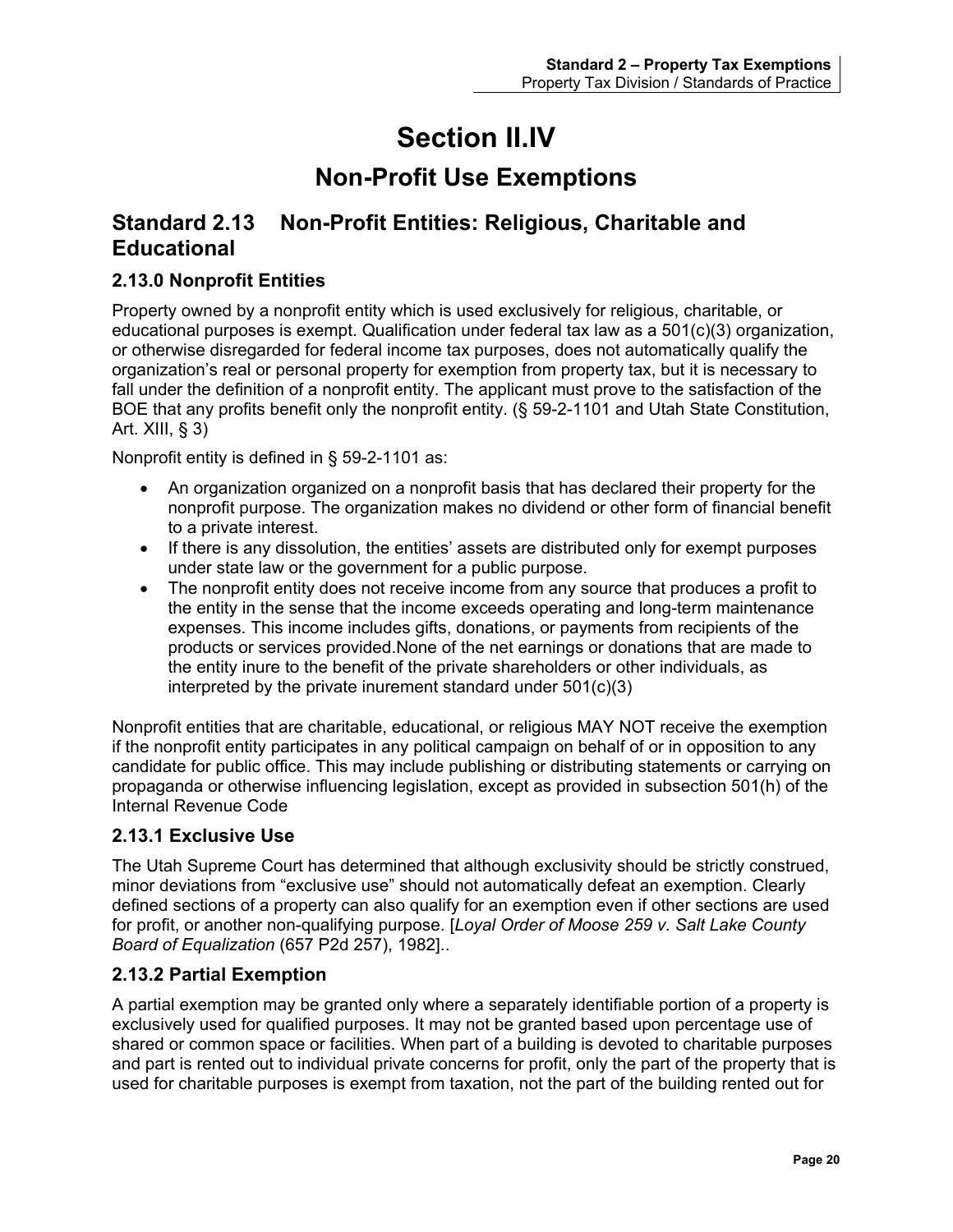# Section II.IV

## Non-Profit Use Exemptions

## Standard 2.13 Non-Profit Entities: Religious, Charitable and Educational

### 2.13.0 Nonprofit Entities

Property owned by a nonprofit entity which is used exclusively for religious, charitable, or educational purposes is exempt. Qualification under federal tax law as a 501(c)(3) organization, or otherwise disregarded for federal income tax purposes, does not automatically qualify the organization's real or personal property for exemption from property tax, but it is necessary to fall under the definition of a nonprofit entity. The applicant must prove to the satisfaction of the BOE that any profits benefit only the nonprofit entity. (§ 59-2-1101 and Utah State Constitution, Art. XIII, § 3)

Nonprofit entity is defined in § 59-2-1101 as:

- An organization organized on a nonprofit basis that has declared their property for the nonprofit purpose. The organization makes no dividend or other form of financial benefit to a private interest.
- If there is any dissolution, the entities' assets are distributed only for exempt purposes under state law or the government for a public purpose.
- The nonprofit entity does not receive income from any source that produces a profit to the entity in the sense that the income exceeds operating and long-term maintenance expenses. This income includes gifts, donations, or payments from recipients of the products or services provided.None of the net earnings or donations that are made to the entity inure to the benefit of the private shareholders or other individuals, as interpreted by the private inurement standard under 501(c)(3)

Nonprofit entities that are charitable, educational, or religious MAY NOT receive the exemption if the nonprofit entity participates in any political campaign on behalf of or in opposition to any candidate for public office. This may include publishing or distributing statements or carrying on propaganda or otherwise influencing legislation, except as provided in subsection 501(h) of the Internal Revenue Code

### 2.13.1 Exclusive Use

The Utah Supreme Court has determined that although exclusivity should be strictly construed, minor deviations from "exclusive use" should not automatically defeat an exemption. Clearly defined sections of a property can also qualify for an exemption even if other sections are used for profit, or another non-qualifying purpose. [*Loyal Order of Moose 259 v. Salt Lake County Board of Equalization* (657 P2d 257), 1982]..

### 2.13.2 Partial Exemption

A partial exemption may be granted only where a separately identifiable portion of a property is exclusively used for qualified purposes. It may not be granted based upon percentage use of shared or common space or facilities. When part of a building is devoted to charitable purposes and part is rented out to individual private concerns for profit, only the part of the property that is used for charitable purposes is exempt from taxation, not the part of the building rented out for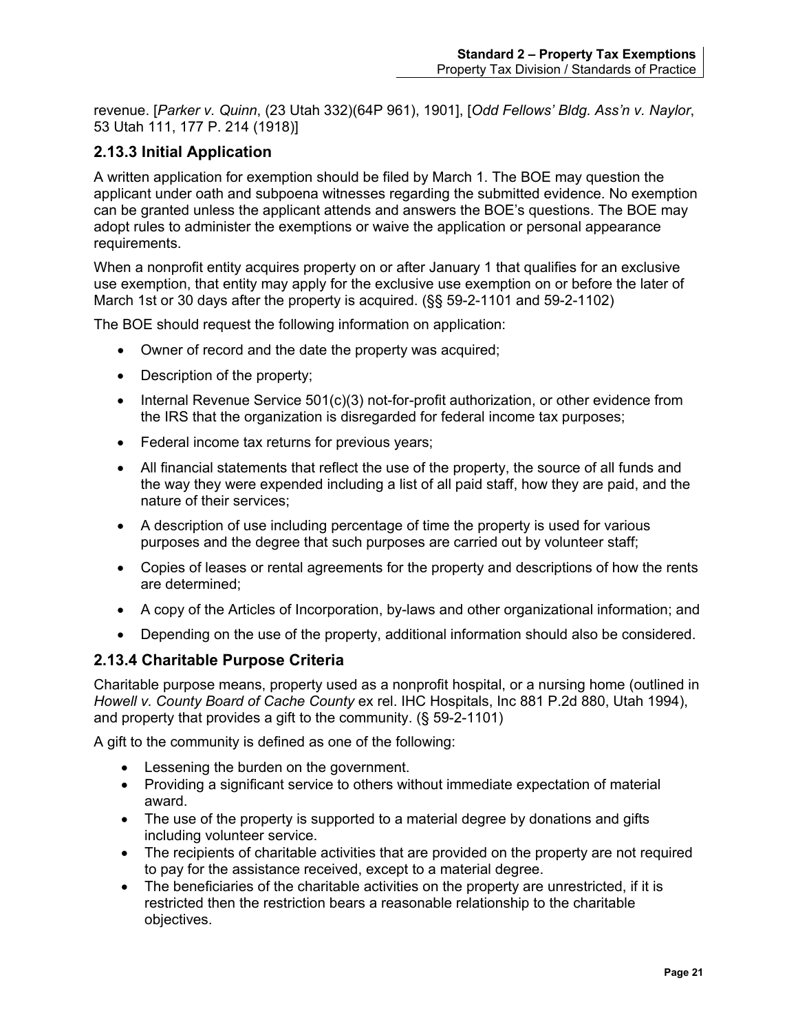revenue. [*Parker v. Quinn*, (23 Utah 332)(64P 961), 1901], [*Odd Fellows' Bldg. Ass'n v. Naylor*, 53 Utah 111, 177 P. 214 (1918)]

## 2.13.3 Initial Application

A written application for exemption should be filed by March 1. The BOE may question the applicant under oath and subpoena witnesses regarding the submitted evidence. No exemption can be granted unless the applicant attends and answers the BOE's questions. The BOE may adopt rules to administer the exemptions or waive the application or personal appearance requirements.

When a nonprofit entity acquires property on or after January 1 that qualifies for an exclusive use exemption, that entity may apply for the exclusive use exemption on or before the later of March 1st or 30 days after the property is acquired. (§§ 59-2-1101 and 59-2-1102)

The BOE should request the following information on application:

- Owner of record and the date the property was acquired;
- Description of the property;
- Internal Revenue Service 501(c)(3) not-for-profit authorization, or other evidence from the IRS that the organization is disregarded for federal income tax purposes;
- Federal income tax returns for previous years;
- All financial statements that reflect the use of the property, the source of all funds and the way they were expended including a list of all paid staff, how they are paid, and the nature of their services;
- A description of use including percentage of time the property is used for various purposes and the degree that such purposes are carried out by volunteer staff;
- Copies of leases or rental agreements for the property and descriptions of how the rents are determined;
- A copy of the Articles of Incorporation, by-laws and other organizational information; and
- Depending on the use of the property, additional information should also be considered.

## 2.13.4 Charitable Purpose Criteria

Charitable purpose means, property used as a nonprofit hospital, or a nursing home (outlined in *Howell v. County Board of Cache County* ex rel. IHC Hospitals, Inc 881 P.2d 880, Utah 1994), and property that provides a gift to the community. (§ 59-2-1101)

A gift to the community is defined as one of the following:

- Lessening the burden on the government.
- Providing a significant service to others without immediate expectation of material award.
- The use of the property is supported to a material degree by donations and gifts including volunteer service.
- The recipients of charitable activities that are provided on the property are not required to pay for the assistance received, except to a material degree.
- The beneficiaries of the charitable activities on the property are unrestricted, if it is restricted then the restriction bears a reasonable relationship to the charitable objectives.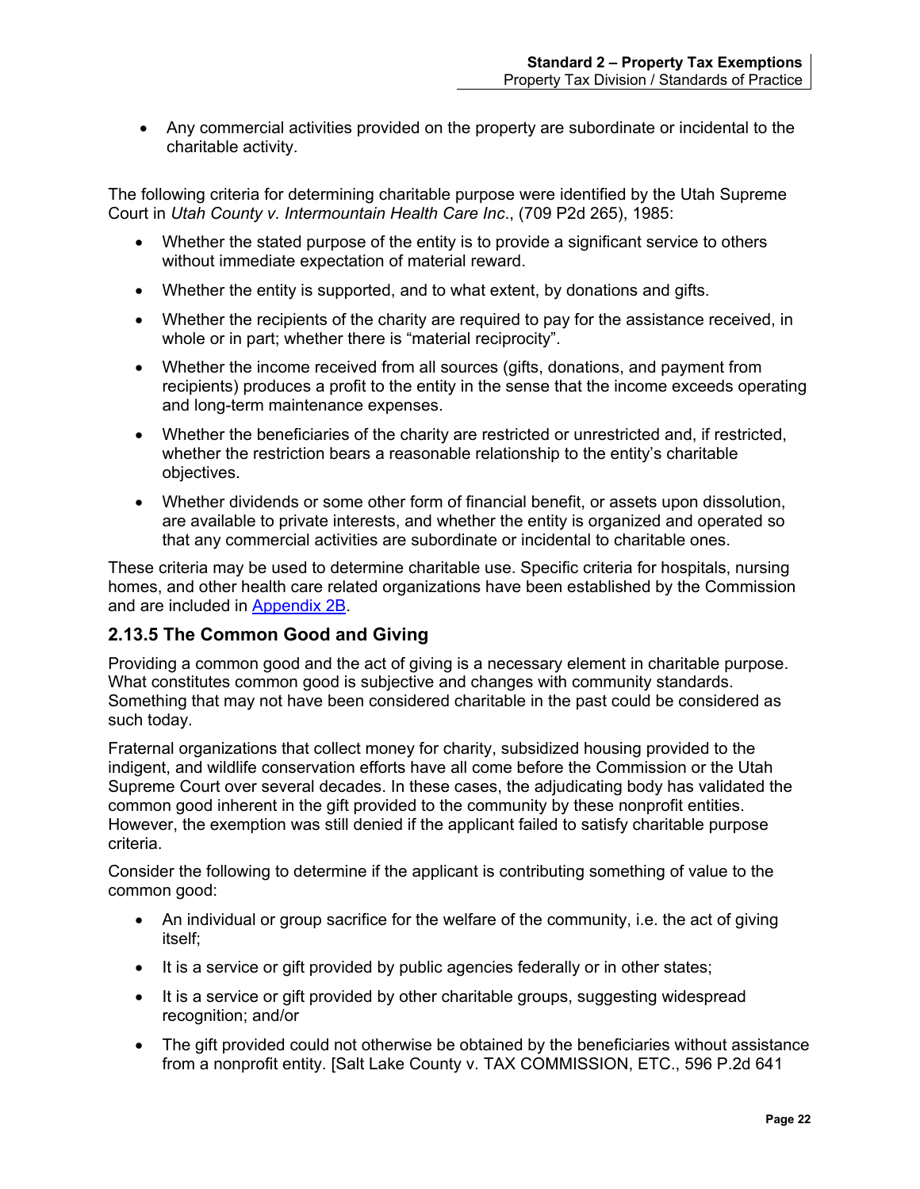- Any commercial activities provided on the property are subordinate or incidental to the charitable activity.

The following criteria for determining charitable purpose were identified by the Utah Supreme Court in *Utah County v. Intermountain Health Care Inc*., (709 P2d 265), 1985:

- Whether the stated purpose of the entity is to provide a significant service to others without immediate expectation of material reward.
- Whether the entity is supported, and to what extent, by donations and gifts.
- Whether the recipients of the charity are required to pay for the assistance received, in whole or in part; whether there is "material reciprocity".
- Whether the income received from all sources (gifts, donations, and payment from recipients) produces a profit to the entity in the sense that the income exceeds operating and long-term maintenance expenses.
- Whether the beneficiaries of the charity are restricted or unrestricted and, if restricted, whether the restriction bears a reasonable relationship to the entity's charitable objectives.
- Whether dividends or some other form of financial benefit, or assets upon dissolution, are available to private interests, and whether the entity is organized and operated so that any commercial activities are subordinate or incidental to charitable ones.

These criteria may be used to determine charitable use. Specific criteria for hospitals, nursing homes, and other health care related organizations have been established by the Commission and are included in Appendix 2B.

### 2.13.5 The Common Good and Giving

Providing a common good and the act of giving is a necessary element in charitable purpose. What constitutes common good is subjective and changes with community standards. Something that may not have been considered charitable in the past could be considered as such today.

Fraternal organizations that collect money for charity, subsidized housing provided to the indigent, and wildlife conservation efforts have all come before the Commission or the Utah Supreme Court over several decades. In these cases, the adjudicating body has validated the common good inherent in the gift provided to the community by these nonprofit entities. However, the exemption was still denied if the applicant failed to satisfy charitable purpose criteria.

Consider the following to determine if the applicant is contributing something of value to the common good:

- An individual or group sacrifice for the welfare of the community, i.e. the act of giving itself;
- It is a service or gift provided by public agencies federally or in other states;
- It is a service or gift provided by other charitable groups, suggesting widespread recognition; and/or
- The gift provided could not otherwise be obtained by the beneficiaries without assistance from a nonprofit entity. [Salt Lake County v. TAX COMMISSION, ETC., 596 P.2d 641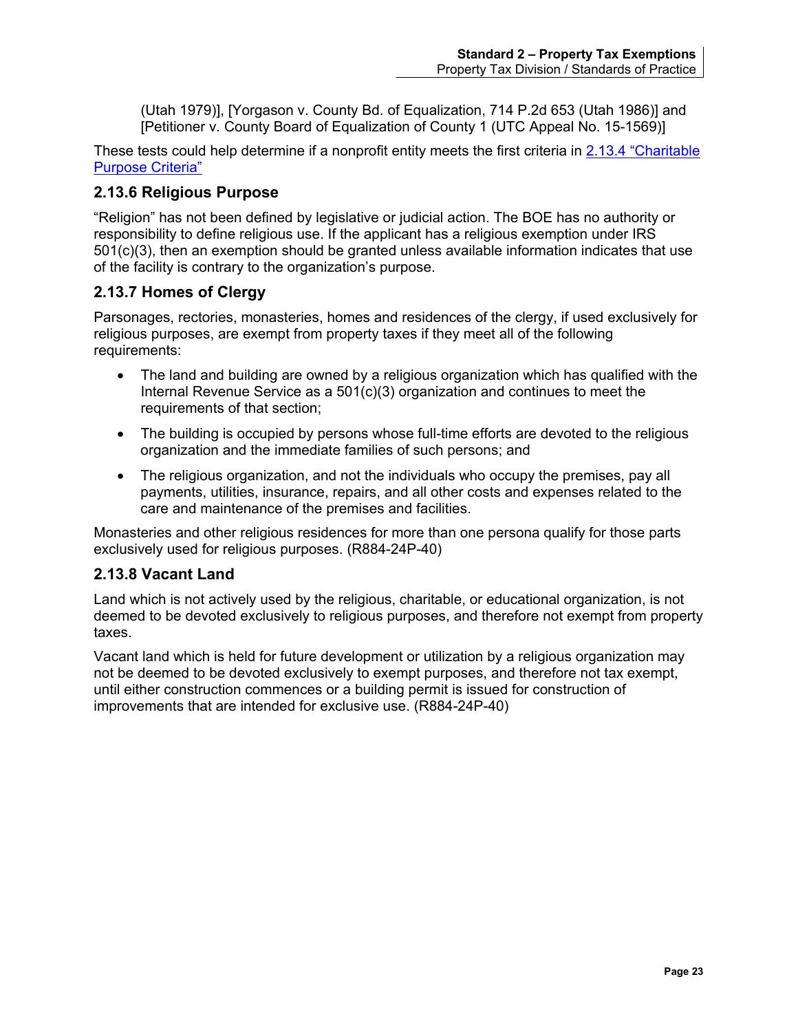(Utah 1979)], [Yorgason v. County Bd. of Equalization, 714 P.2d 653 (Utah 1986)] and [Petitioner v. County Board of Equalization of County 1 (UTC Appeal No. 15-1569)]

These tests could help determine if a nonprofit entity meets the first criteria in 2.13.4 "Charitable Purpose Criteria"

### 2.13.6 Religious Purpose

"Religion" has not been defined by legislative or judicial action. The BOE has no authority or responsibility to define religious use. If the applicant has a religious exemption under IRS 501(c)(3), then an exemption should be granted unless available information indicates that use of the facility is contrary to the organization's purpose.

### 2.13.7 Homes of Clergy

Parsonages, rectories, monasteries, homes and residences of the clergy, if used exclusively for religious purposes, are exempt from property taxes if they meet all of the following requirements:

- The land and building are owned by a religious organization which has qualified with the Internal Revenue Service as a 501(c)(3) organization and continues to meet the requirements of that section;
- The building is occupied by persons whose full-time efforts are devoted to the religious organization and the immediate families of such persons; and
- The religious organization, and not the individuals who occupy the premises, pay all payments, utilities, insurance, repairs, and all other costs and expenses related to the care and maintenance of the premises and facilities.

Monasteries and other religious residences for more than one persona qualify for those parts exclusively used for religious purposes. (R884-24P-40)

### 2.13.8 Vacant Land

Land which is not actively used by the religious, charitable, or educational organization, is not deemed to be devoted exclusively to religious purposes, and therefore not exempt from property taxes.

Vacant land which is held for future development or utilization by a religious organization may not be deemed to be devoted exclusively to exempt purposes, and therefore not tax exempt, until either construction commences or a building permit is issued for construction of improvements that are intended for exclusive use. (R884-24P-40)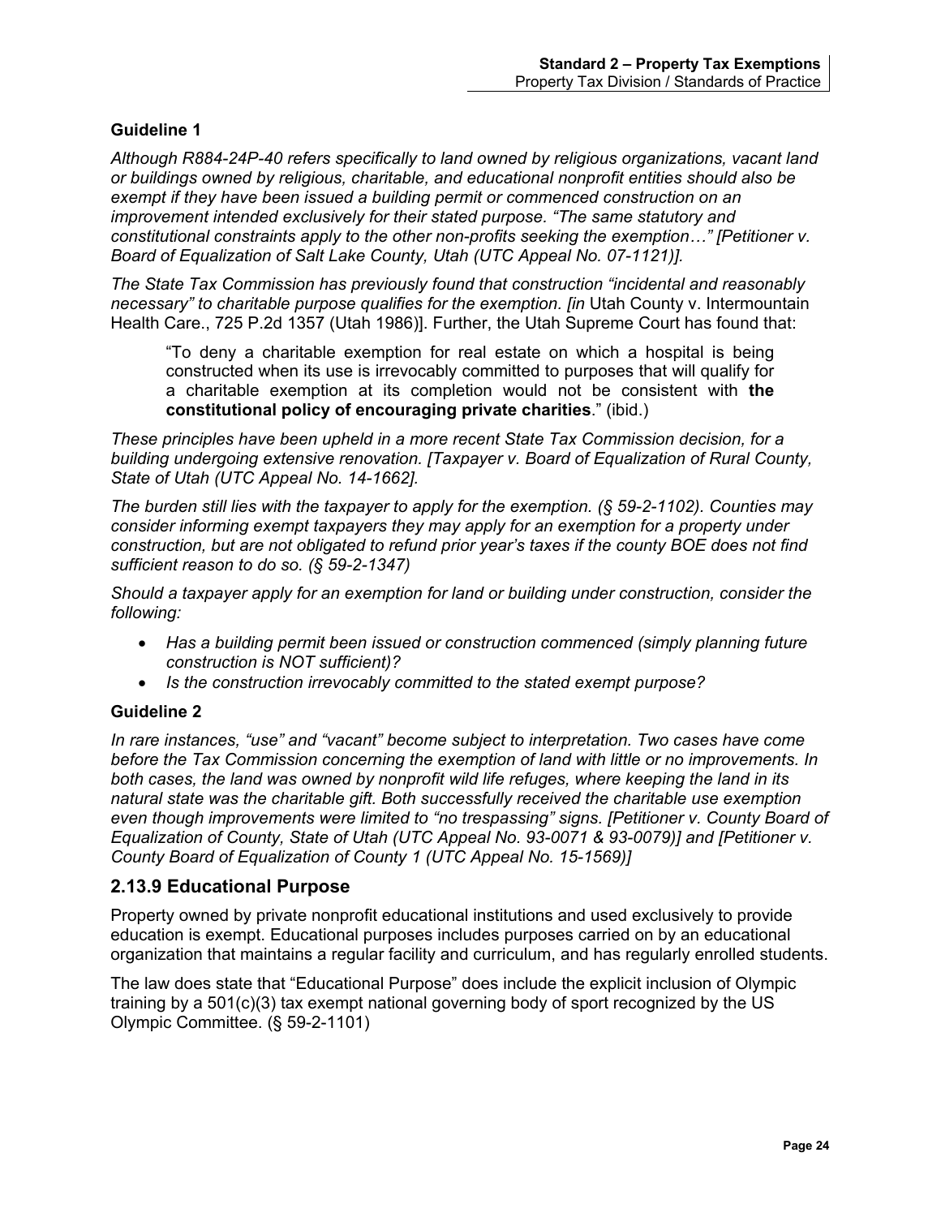### Guideline 1

*Although R884-24P-40 refers specifically to land owned by religious organizations, vacant land or buildings owned by religious, charitable, and educational nonprofit entities should also be exempt if they have been issued a building permit or commenced construction on an improvement intended exclusively for their stated purpose. "The same statutory and constitutional constraints apply to the other non-profits seeking the exemption…" [Petitioner v. Board of Equalization of Salt Lake County, Utah (UTC Appeal No. 07-1121)].*

*The State Tax Commission has previously found that construction "incidental and reasonably necessary" to charitable purpose qualifies for the exemption. [in* Utah County v. Intermountain Health Care., 725 P.2d 1357 (Utah 1986)]. Further, the Utah Supreme Court has found that:

> "To deny a charitable exemption for real estate on which a hospital is being constructed when its use is irrevocably committed to purposes that will qualify for a charitable exemption at its completion would not be consistent with **the constitutional policy of encouraging private charities**." (ibid.)

*These principles have been upheld in a more recent State Tax Commission decision, for a building undergoing extensive renovation. [Taxpayer v. Board of Equalization of Rural County, State of Utah (UTC Appeal No. 14-1662].*

*The burden still lies with the taxpayer to apply for the exemption. (§ 59-2-1102). Counties may consider informing exempt taxpayers they may apply for an exemption for a property under construction, but are not obligated to refund prior year's taxes if the county BOE does not find sufficient reason to do so. (§ 59-2-1347)*

*Should a taxpayer apply for an exemption for land or building under construction, consider the following:*

- *Has a building permit been issued or construction commenced (simply planning future construction is NOT sufficient)?*
- *Is the construction irrevocably committed to the stated exempt purpose?*

### Guideline 2

*In rare instances, "use" and "vacant" become subject to interpretation. Two cases have come before the Tax Commission concerning the exemption of land with little or no improvements. In both cases, the land was owned by nonprofit wild life refuges, where keeping the land in its natural state was the charitable gift. Both successfully received the charitable use exemption even though improvements were limited to "no trespassing" signs. [Petitioner v. County Board of Equalization of County, State of Utah (UTC Appeal No. 93-0071 & 93-0079)] and [Petitioner v. County Board of Equalization of County 1 (UTC Appeal No. 15-1569)]*

## 2.13.9 Educational Purpose

Property owned by private nonprofit educational institutions and used exclusively to provide education is exempt. Educational purposes includes purposes carried on by an educational organization that maintains a regular facility and curriculum, and has regularly enrolled students.

The law does state that "Educational Purpose" does include the explicit inclusion of Olympic training by a 501(c)(3) tax exempt national governing body of sport recognized by the US Olympic Committee. (§ 59-2-1101)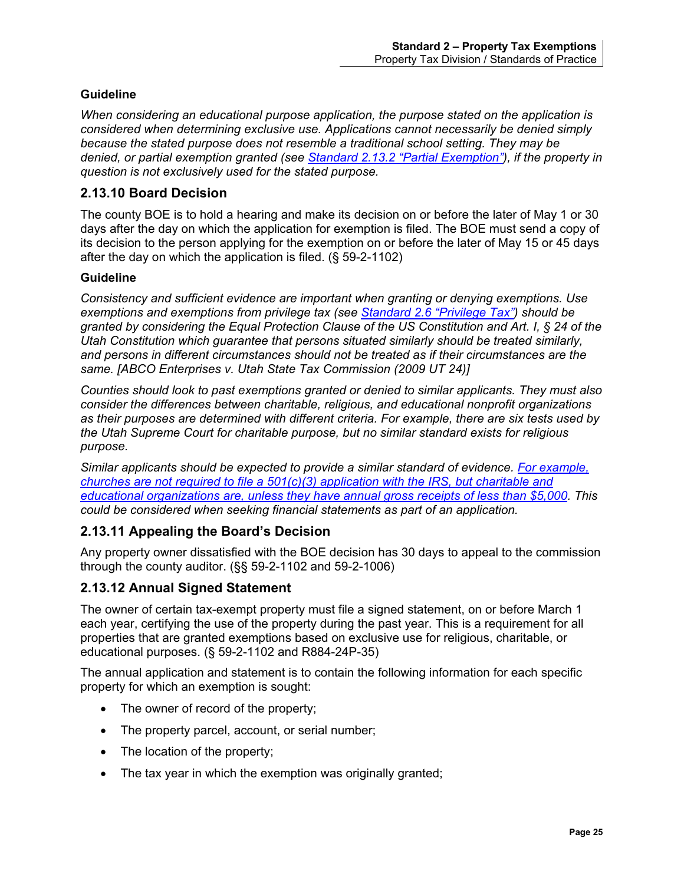**Guideline**

*When considering an educational purpose application, the purpose stated on the application is considered when determining exclusive use. Applications cannot necessarily be denied simply because the stated purpose does not resemble a traditional school setting. They may be denied, or partial exemption granted (see [Standard 2.13.2 "Partial Exemption"](#)), if the property in question is not exclusively used for the stated purpose.*

## 2.13.10 Board Decision

The county BOE is to hold a hearing and make its decision on or before the later of May 1 or 30 days after the day on which the application for exemption is filed. The BOE must send a copy of its decision to the person applying for the exemption on or before the later of May 15 or 45 days after the day on which the application is filed. (§ 59-2-1102)

**Guideline**

*Consistency and sufficient evidence are important when granting or denying exemptions. Use exemptions and exemptions from privilege tax (see [Standard 2.6 "Privilege Tax"](#)) should be granted by considering the Equal Protection Clause of the US Constitution and Art. I, § 24 of the Utah Constitution which guarantee that persons situated similarly should be treated similarly, and persons in different circumstances should not be treated as if their circumstances are the same. [ABCO Enterprises v. Utah State Tax Commission (2009 UT 24)]*

*Counties should look to past exemptions granted or denied to similar applicants. They must also consider the differences between charitable, religious, and educational nonprofit organizations as their purposes are determined with different criteria. For example, there are six tests used by the Utah Supreme Court for charitable purpose, but no similar standard exists for religious purpose.*

*Similar applicants should be expected to provide a similar standard of evidence. [For example, churches are not required to file a 501(c)(3) application with the IRS, but charitable and educational organizations are, unless they have annual gross receipts of less than $5,000](#). This could be considered when seeking financial statements as part of an application.*

## 2.13.11 Appealing the Board's Decision

Any property owner dissatisfied with the BOE decision has 30 days to appeal to the commission through the county auditor. (§§ 59-2-1102 and 59-2-1006)

## 2.13.12 Annual Signed Statement

The owner of certain tax-exempt property must file a signed statement, on or before March 1 each year, certifying the use of the property during the past year. This is a requirement for all properties that are granted exemptions based on exclusive use for religious, charitable, or educational purposes. (§ 59-2-1102 and R884-24P-35)

The annual application and statement is to contain the following information for each specific property for which an exemption is sought:

- The owner of record of the property;
- The property parcel, account, or serial number;
- The location of the property;
- The tax year in which the exemption was originally granted;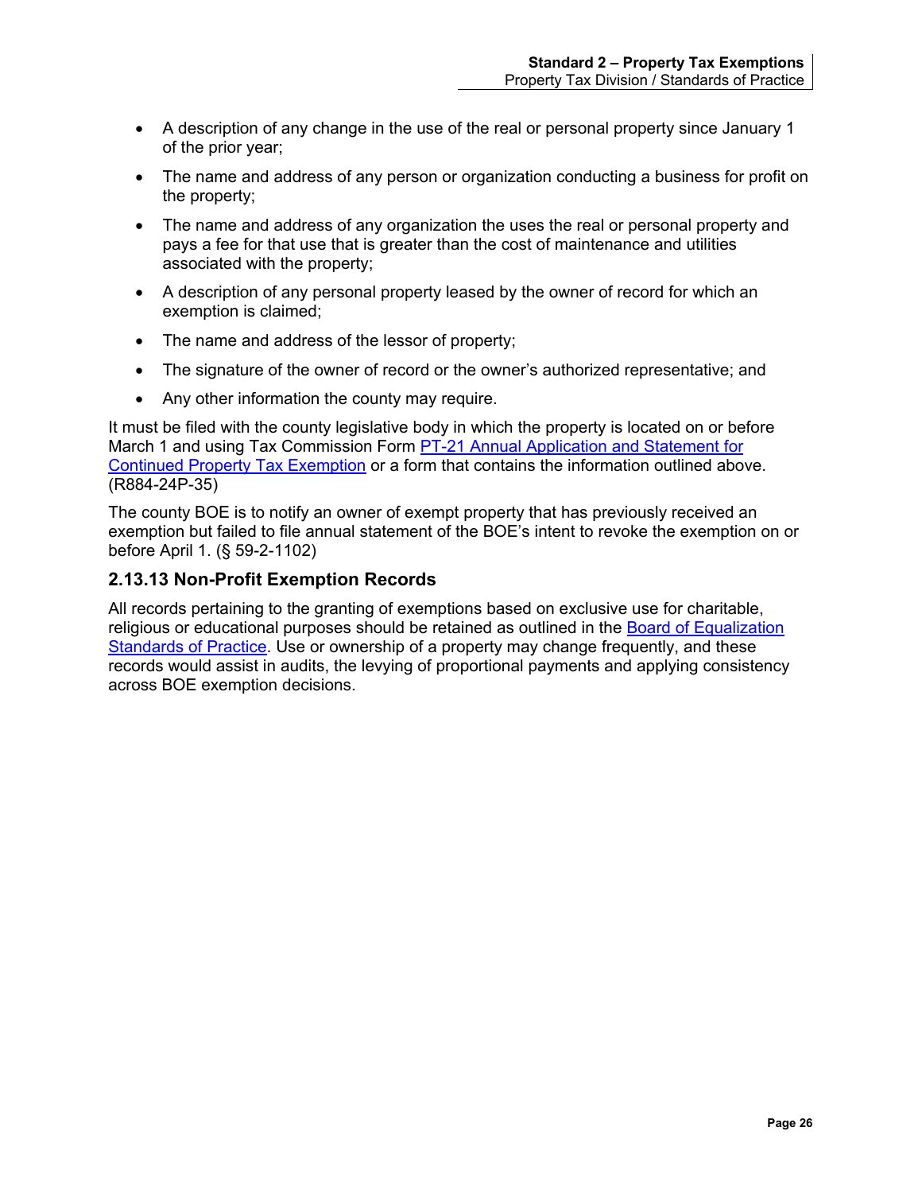- A description of any change in the use of the real or personal property since January 1 of the prior year;
- The name and address of any person or organization conducting a business for profit on the property;
- The name and address of any organization the uses the real or personal property and pays a fee for that use that is greater than the cost of maintenance and utilities associated with the property;
- A description of any personal property leased by the owner of record for which an exemption is claimed;
- The name and address of the lessor of property;
- The signature of the owner of record or the owner's authorized representative; and
- Any other information the county may require.

It must be filed with the county legislative body in which the property is located on or before March 1 and using Tax Commission Form [PT-21 Annual Application and Statement for Continued Property Tax Exemption]() or a form that contains the information outlined above. (R884-24P-35)

The county BOE is to notify an owner of exempt property that has previously received an exemption but failed to file annual statement of the BOE's intent to revoke the exemption on or before April 1. (§ 59-2-1102)

### 2.13.13 Non-Profit Exemption Records

All records pertaining to the granting of exemptions based on exclusive use for charitable, religious or educational purposes should be retained as outlined in the [Board of Equalization Standards of Practice](). Use or ownership of a property may change frequently, and these records would assist in audits, the levying of proportional payments and applying consistency across BOE exemption decisions.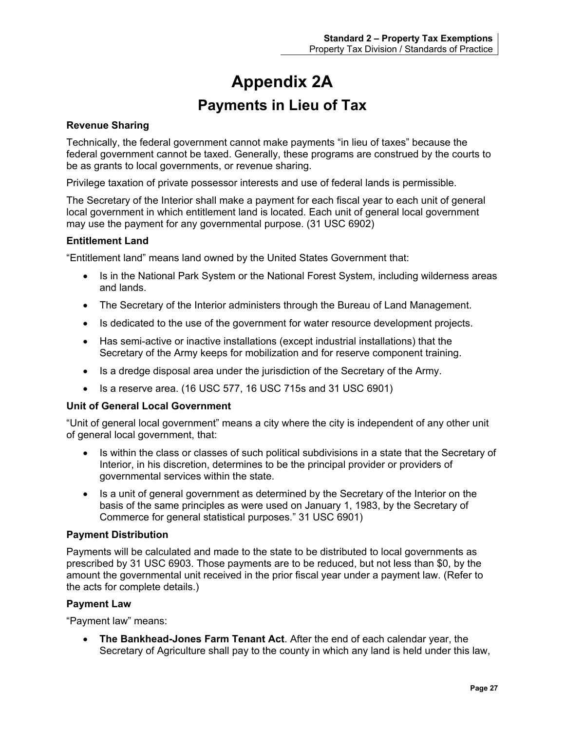# Appendix 2A

## Payments in Lieu of Tax

**Revenue Sharing**

Technically, the federal government cannot make payments "in lieu of taxes" because the federal government cannot be taxed. Generally, these programs are construed by the courts to be as grants to local governments, or revenue sharing.

Privilege taxation of private possessor interests and use of federal lands is permissible.

The Secretary of the Interior shall make a payment for each fiscal year to each unit of general local government in which entitlement land is located. Each unit of general local government may use the payment for any governmental purpose. (31 USC 6902)

**Entitlement Land**

"Entitlement land" means land owned by the United States Government that:

- Is in the National Park System or the National Forest System, including wilderness areas and lands.
- The Secretary of the Interior administers through the Bureau of Land Management.
- Is dedicated to the use of the government for water resource development projects.
- Has semi-active or inactive installations (except industrial installations) that the Secretary of the Army keeps for mobilization and for reserve component training.
- Is a dredge disposal area under the jurisdiction of the Secretary of the Army.
- Is a reserve area. (16 USC 577, 16 USC 715s and 31 USC 6901)

**Unit of General Local Government**

"Unit of general local government" means a city where the city is independent of any other unit of general local government, that:

- Is within the class or classes of such political subdivisions in a state that the Secretary of Interior, in his discretion, determines to be the principal provider or providers of governmental services within the state.
- Is a unit of general government as determined by the Secretary of the Interior on the basis of the same principles as were used on January 1, 1983, by the Secretary of Commerce for general statistical purposes." 31 USC 6901)

**Payment Distribution**

Payments will be calculated and made to the state to be distributed to local governments as prescribed by 31 USC 6903. Those payments are to be reduced, but not less than $0, by the amount the governmental unit received in the prior fiscal year under a payment law. (Refer to the acts for complete details.)

**Payment Law**

"Payment law" means:

- **The Bankhead-Jones Farm Tenant Act**. After the end of each calendar year, the Secretary of Agriculture shall pay to the county in which any land is held under this law,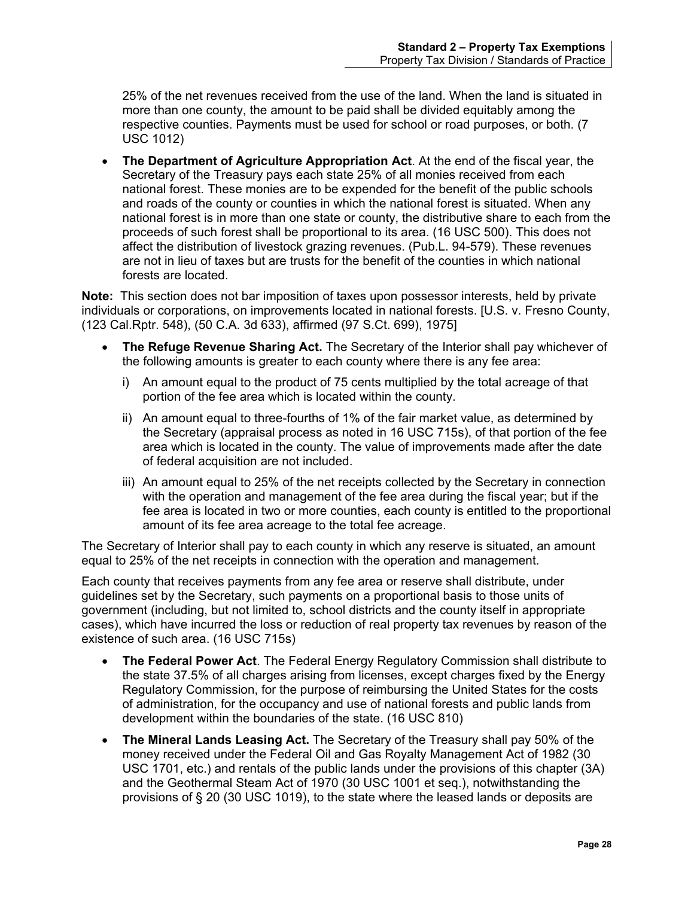25% of the net revenues received from the use of the land. When the land is situated in more than one county, the amount to be paid shall be divided equitably among the respective counties. Payments must be used for school or road purposes, or both. (7 USC 1012)

- **The Department of Agriculture Appropriation Act**. At the end of the fiscal year, the Secretary of the Treasury pays each state 25% of all monies received from each national forest. These monies are to be expended for the benefit of the public schools and roads of the county or counties in which the national forest is situated. When any national forest is in more than one state or county, the distributive share to each from the proceeds of such forest shall be proportional to its area. (16 USC 500). This does not affect the distribution of livestock grazing revenues. (Pub.L. 94-579). These revenues are not in lieu of taxes but are trusts for the benefit of the counties in which national forests are located.

**Note:** This section does not bar imposition of taxes upon possessor interests, held by private individuals or corporations, on improvements located in national forests. [U.S. v. Fresno County, (123 Cal.Rptr. 548), (50 C.A. 3d 633), affirmed (97 S.Ct. 699), 1975]

- **The Refuge Revenue Sharing Act.** The Secretary of the Interior shall pay whichever of the following amounts is greater to each county where there is any fee area:
  - i) An amount equal to the product of 75 cents multiplied by the total acreage of that portion of the fee area which is located within the county.
  - ii) An amount equal to three-fourths of 1% of the fair market value, as determined by the Secretary (appraisal process as noted in 16 USC 715s), of that portion of the fee area which is located in the county. The value of improvements made after the date of federal acquisition are not included.
  - iii) An amount equal to 25% of the net receipts collected by the Secretary in connection with the operation and management of the fee area during the fiscal year; but if the fee area is located in two or more counties, each county is entitled to the proportional amount of its fee area acreage to the total fee acreage.

The Secretary of Interior shall pay to each county in which any reserve is situated, an amount equal to 25% of the net receipts in connection with the operation and management.

Each county that receives payments from any fee area or reserve shall distribute, under guidelines set by the Secretary, such payments on a proportional basis to those units of government (including, but not limited to, school districts and the county itself in appropriate cases), which have incurred the loss or reduction of real property tax revenues by reason of the existence of such area. (16 USC 715s)

- **The Federal Power Act**. The Federal Energy Regulatory Commission shall distribute to the state 37.5% of all charges arising from licenses, except charges fixed by the Energy Regulatory Commission, for the purpose of reimbursing the United States for the costs of administration, for the occupancy and use of national forests and public lands from development within the boundaries of the state. (16 USC 810)

- **The Mineral Lands Leasing Act.** The Secretary of the Treasury shall pay 50% of the money received under the Federal Oil and Gas Royalty Management Act of 1982 (30 USC 1701, etc.) and rentals of the public lands under the provisions of this chapter (3A) and the Geothermal Steam Act of 1970 (30 USC 1001 et seq.), notwithstanding the provisions of § 20 (30 USC 1019), to the state where the leased lands or deposits are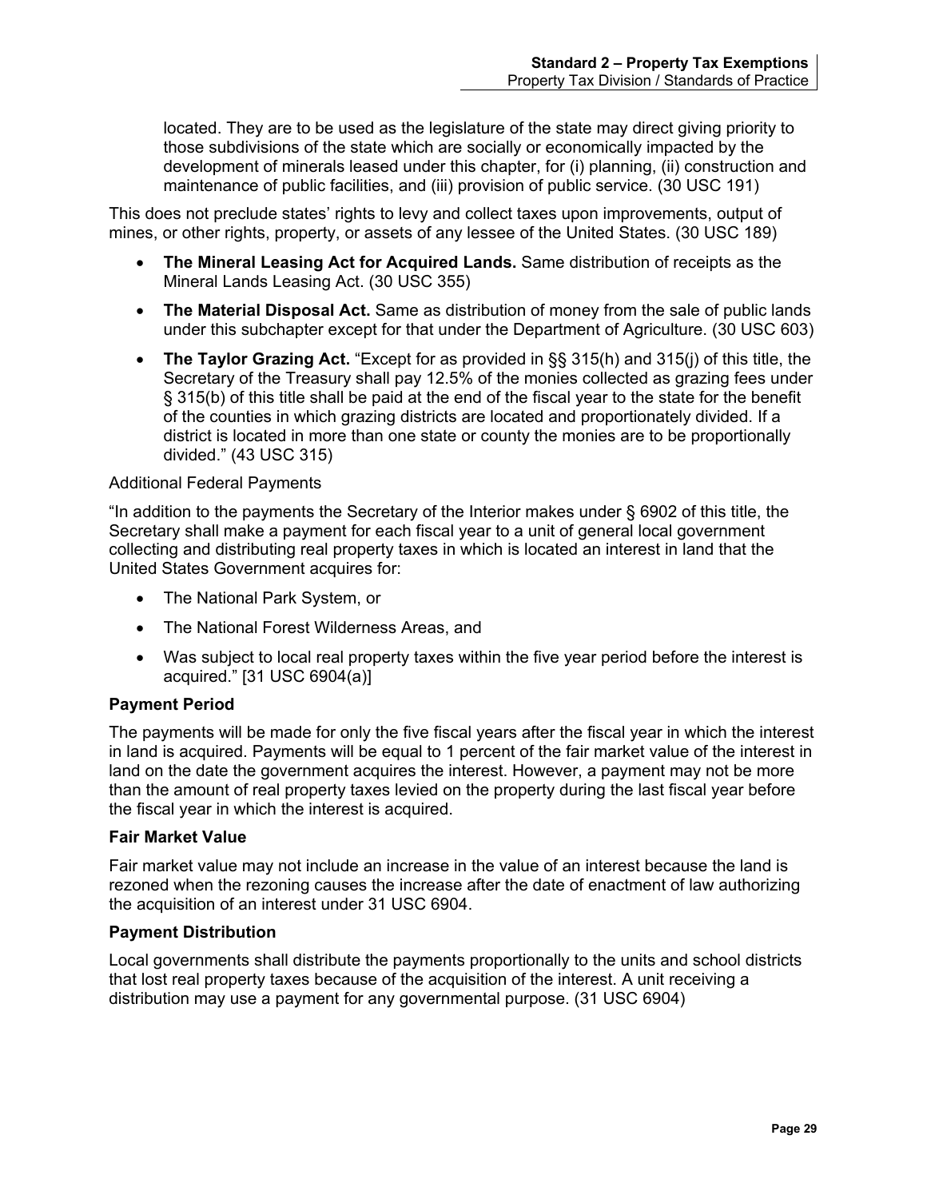located. They are to be used as the legislature of the state may direct giving priority to those subdivisions of the state which are socially or economically impacted by the development of minerals leased under this chapter, for (i) planning, (ii) construction and maintenance of public facilities, and (iii) provision of public service. (30 USC 191)

This does not preclude states' rights to levy and collect taxes upon improvements, output of mines, or other rights, property, or assets of any lessee of the United States. (30 USC 189)

- **The Mineral Leasing Act for Acquired Lands.** Same distribution of receipts as the Mineral Lands Leasing Act. (30 USC 355)
- **The Material Disposal Act.** Same as distribution of money from the sale of public lands under this subchapter except for that under the Department of Agriculture. (30 USC 603)
- **The Taylor Grazing Act.** "Except for as provided in §§ 315(h) and 315(j) of this title, the Secretary of the Treasury shall pay 12.5% of the monies collected as grazing fees under § 315(b) of this title shall be paid at the end of the fiscal year to the state for the benefit of the counties in which grazing districts are located and proportionately divided. If a district is located in more than one state or county the monies are to be proportionally divided." (43 USC 315)

Additional Federal Payments

"In addition to the payments the Secretary of the Interior makes under § 6902 of this title, the Secretary shall make a payment for each fiscal year to a unit of general local government collecting and distributing real property taxes in which is located an interest in land that the United States Government acquires for:

- The National Park System, or
- The National Forest Wilderness Areas, and
- Was subject to local real property taxes within the five year period before the interest is acquired." [31 USC 6904(a)]

**Payment Period**

The payments will be made for only the five fiscal years after the fiscal year in which the interest in land is acquired. Payments will be equal to 1 percent of the fair market value of the interest in land on the date the government acquires the interest. However, a payment may not be more than the amount of real property taxes levied on the property during the last fiscal year before the fiscal year in which the interest is acquired.

**Fair Market Value**

Fair market value may not include an increase in the value of an interest because the land is rezoned when the rezoning causes the increase after the date of enactment of law authorizing the acquisition of an interest under 31 USC 6904.

**Payment Distribution**

Local governments shall distribute the payments proportionally to the units and school districts that lost real property taxes because of the acquisition of the interest. A unit receiving a distribution may use a payment for any governmental purpose. (31 USC 6904)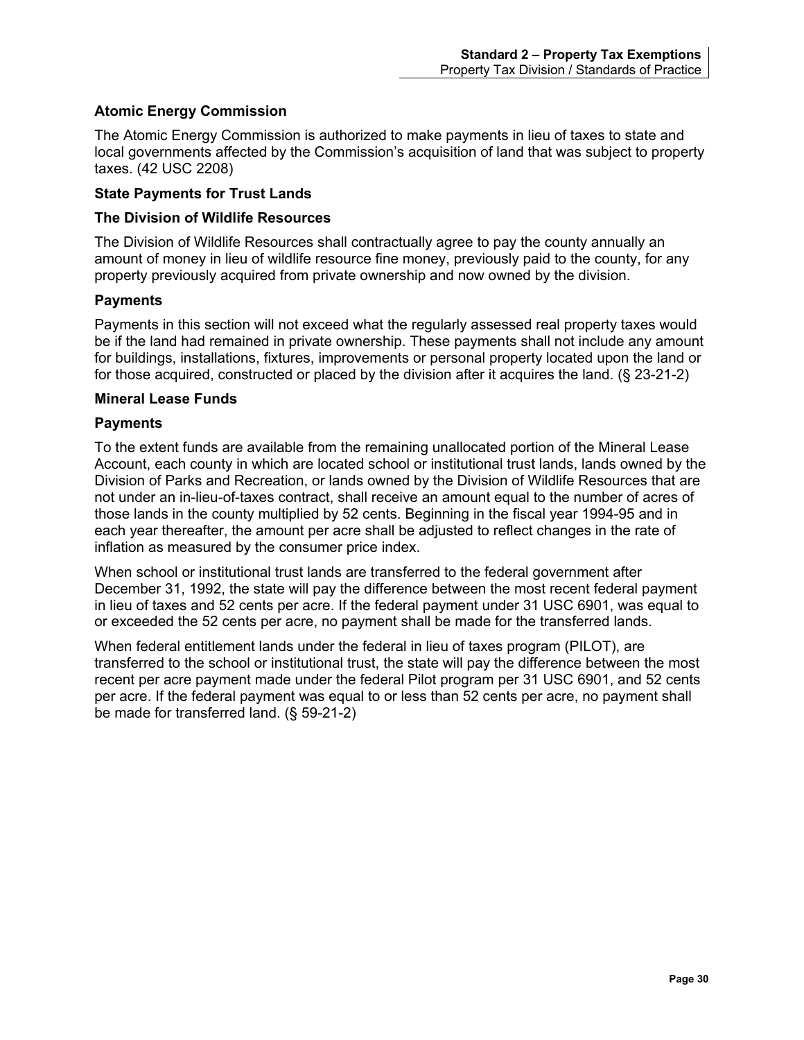### Atomic Energy Commission

The Atomic Energy Commission is authorized to make payments in lieu of taxes to state and local governments affected by the Commission's acquisition of land that was subject to property taxes. (42 USC 2208)

### State Payments for Trust Lands

### The Division of Wildlife Resources

The Division of Wildlife Resources shall contractually agree to pay the county annually an amount of money in lieu of wildlife resource fine money, previously paid to the county, for any property previously acquired from private ownership and now owned by the division.

### Payments

Payments in this section will not exceed what the regularly assessed real property taxes would be if the land had remained in private ownership. These payments shall not include any amount for buildings, installations, fixtures, improvements or personal property located upon the land or for those acquired, constructed or placed by the division after it acquires the land. (§ 23-21-2)

### Mineral Lease Funds

### Payments

To the extent funds are available from the remaining unallocated portion of the Mineral Lease Account, each county in which are located school or institutional trust lands, lands owned by the Division of Parks and Recreation, or lands owned by the Division of Wildlife Resources that are not under an in-lieu-of-taxes contract, shall receive an amount equal to the number of acres of those lands in the county multiplied by 52 cents. Beginning in the fiscal year 1994-95 and in each year thereafter, the amount per acre shall be adjusted to reflect changes in the rate of inflation as measured by the consumer price index.

When school or institutional trust lands are transferred to the federal government after December 31, 1992, the state will pay the difference between the most recent federal payment in lieu of taxes and 52 cents per acre. If the federal payment under 31 USC 6901, was equal to or exceeded the 52 cents per acre, no payment shall be made for the transferred lands.

When federal entitlement lands under the federal in lieu of taxes program (PILOT), are transferred to the school or institutional trust, the state will pay the difference between the most recent per acre payment made under the federal Pilot program per 31 USC 6901, and 52 cents per acre. If the federal payment was equal to or less than 52 cents per acre, no payment shall be made for transferred land. (§ 59-21-2)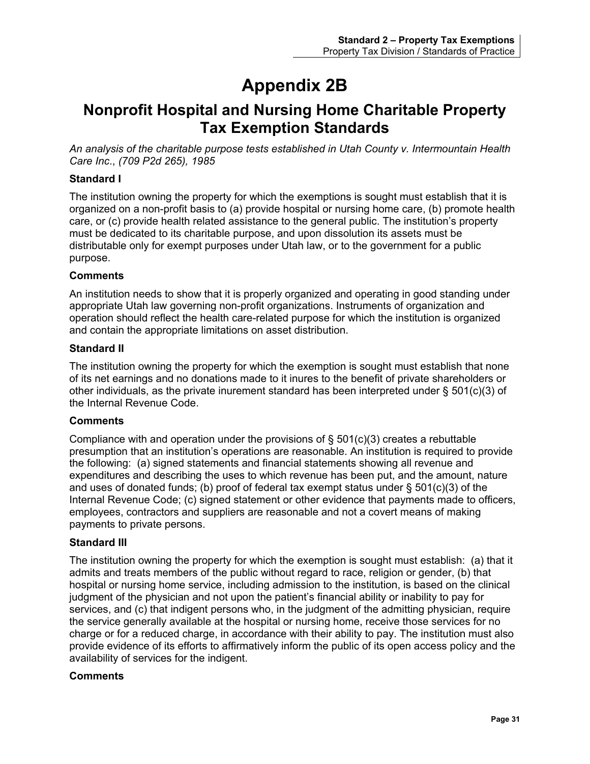# Appendix 2B

## Nonprofit Hospital and Nursing Home Charitable Property Tax Exemption Standards

*An analysis of the charitable purpose tests established in Utah County v. Intermountain Health Care Inc., (709 P2d 265), 1985*

**Standard I**

The institution owning the property for which the exemptions is sought must establish that it is organized on a non-profit basis to (a) provide hospital or nursing home care, (b) promote health care, or (c) provide health related assistance to the general public. The institution's property must be dedicated to its charitable purpose, and upon dissolution its assets must be distributable only for exempt purposes under Utah law, or to the government for a public purpose.

**Comments**

An institution needs to show that it is properly organized and operating in good standing under appropriate Utah law governing non-profit organizations. Instruments of organization and operation should reflect the health care-related purpose for which the institution is organized and contain the appropriate limitations on asset distribution.

**Standard II**

The institution owning the property for which the exemption is sought must establish that none of its net earnings and no donations made to it inures to the benefit of private shareholders or other individuals, as the private inurement standard has been interpreted under § 501(c)(3) of the Internal Revenue Code.

**Comments**

Compliance with and operation under the provisions of § 501(c)(3) creates a rebuttable presumption that an institution's operations are reasonable. An institution is required to provide the following: (a) signed statements and financial statements showing all revenue and expenditures and describing the uses to which revenue has been put, and the amount, nature and uses of donated funds; (b) proof of federal tax exempt status under § 501(c)(3) of the Internal Revenue Code; (c) signed statement or other evidence that payments made to officers, employees, contractors and suppliers are reasonable and not a covert means of making payments to private persons.

**Standard III**

The institution owning the property for which the exemption is sought must establish: (a) that it admits and treats members of the public without regard to race, religion or gender, (b) that hospital or nursing home service, including admission to the institution, is based on the clinical judgment of the physician and not upon the patient's financial ability or inability to pay for services, and (c) that indigent persons who, in the judgment of the admitting physician, require the service generally available at the hospital or nursing home, receive those services for no charge or for a reduced charge, in accordance with their ability to pay. The institution must also provide evidence of its efforts to affirmatively inform the public of its open access policy and the availability of services for the indigent.

**Comments**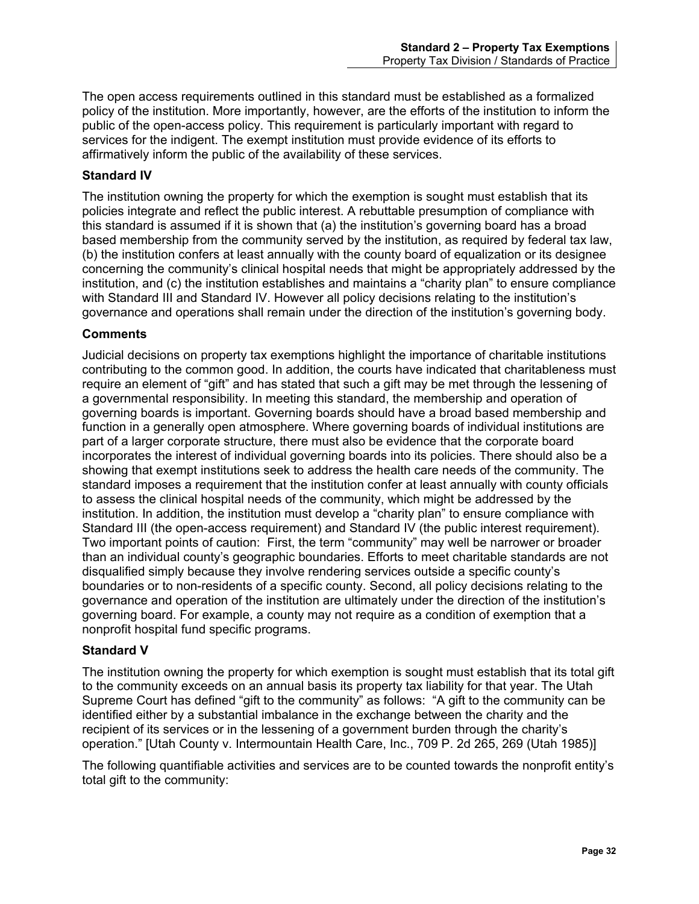The open access requirements outlined in this standard must be established as a formalized policy of the institution. More importantly, however, are the efforts of the institution to inform the public of the open-access policy. This requirement is particularly important with regard to services for the indigent. The exempt institution must provide evidence of its efforts to affirmatively inform the public of the availability of these services.

### Standard IV

The institution owning the property for which the exemption is sought must establish that its policies integrate and reflect the public interest. A rebuttable presumption of compliance with this standard is assumed if it is shown that (a) the institution's governing board has a broad based membership from the community served by the institution, as required by federal tax law, (b) the institution confers at least annually with the county board of equalization or its designee concerning the community's clinical hospital needs that might be appropriately addressed by the institution, and (c) the institution establishes and maintains a "charity plan" to ensure compliance with Standard III and Standard IV. However all policy decisions relating to the institution's governance and operations shall remain under the direction of the institution's governing body.

### Comments

Judicial decisions on property tax exemptions highlight the importance of charitable institutions contributing to the common good. In addition, the courts have indicated that charitableness must require an element of "gift" and has stated that such a gift may be met through the lessening of a governmental responsibility. In meeting this standard, the membership and operation of governing boards is important. Governing boards should have a broad based membership and function in a generally open atmosphere. Where governing boards of individual institutions are part of a larger corporate structure, there must also be evidence that the corporate board incorporates the interest of individual governing boards into its policies. There should also be a showing that exempt institutions seek to address the health care needs of the community. The standard imposes a requirement that the institution confer at least annually with county officials to assess the clinical hospital needs of the community, which might be addressed by the institution. In addition, the institution must develop a "charity plan" to ensure compliance with Standard III (the open-access requirement) and Standard IV (the public interest requirement). Two important points of caution: First, the term "community" may well be narrower or broader than an individual county's geographic boundaries. Efforts to meet charitable standards are not disqualified simply because they involve rendering services outside a specific county's boundaries or to non-residents of a specific county. Second, all policy decisions relating to the governance and operation of the institution are ultimately under the direction of the institution's governing board. For example, a county may not require as a condition of exemption that a nonprofit hospital fund specific programs.

### Standard V

The institution owning the property for which exemption is sought must establish that its total gift to the community exceeds on an annual basis its property tax liability for that year. The Utah Supreme Court has defined "gift to the community" as follows: "A gift to the community can be identified either by a substantial imbalance in the exchange between the charity and the recipient of its services or in the lessening of a government burden through the charity's operation." [Utah County v. Intermountain Health Care, Inc., 709 P. 2d 265, 269 (Utah 1985)]

The following quantifiable activities and services are to be counted towards the nonprofit entity's total gift to the community: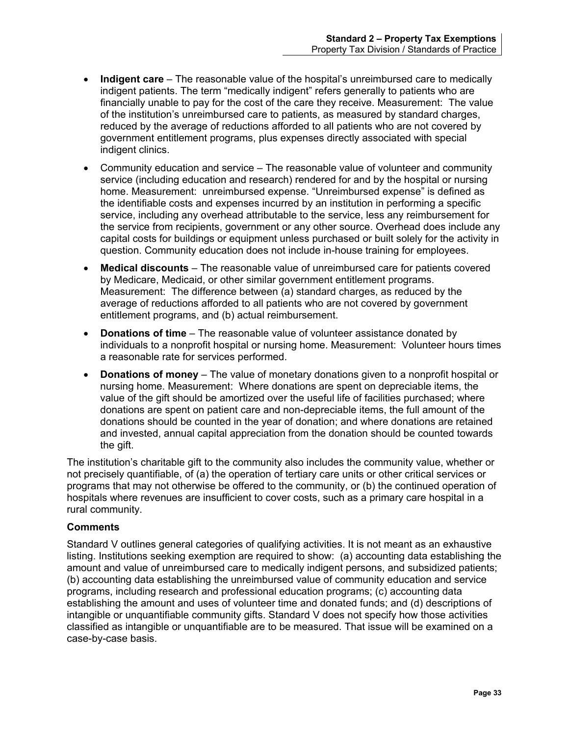- **Indigent care** – The reasonable value of the hospital's unreimbursed care to medically indigent patients. The term "medically indigent" refers generally to patients who are financially unable to pay for the cost of the care they receive. Measurement: The value of the institution's unreimbursed care to patients, as measured by standard charges, reduced by the average of reductions afforded to all patients who are not covered by government entitlement programs, plus expenses directly associated with special indigent clinics.
- Community education and service – The reasonable value of volunteer and community service (including education and research) rendered for and by the hospital or nursing home. Measurement: unreimbursed expense. "Unreimbursed expense" is defined as the identifiable costs and expenses incurred by an institution in performing a specific service, including any overhead attributable to the service, less any reimbursement for the service from recipients, government or any other source. Overhead does include any capital costs for buildings or equipment unless purchased or built solely for the activity in question. Community education does not include in-house training for employees.
- **Medical discounts** – The reasonable value of unreimbursed care for patients covered by Medicare, Medicaid, or other similar government entitlement programs. Measurement: The difference between (a) standard charges, as reduced by the average of reductions afforded to all patients who are not covered by government entitlement programs, and (b) actual reimbursement.
- **Donations of time** – The reasonable value of volunteer assistance donated by individuals to a nonprofit hospital or nursing home. Measurement: Volunteer hours times a reasonable rate for services performed.
- **Donations of money** – The value of monetary donations given to a nonprofit hospital or nursing home. Measurement: Where donations are spent on depreciable items, the value of the gift should be amortized over the useful life of facilities purchased; where donations are spent on patient care and non-depreciable items, the full amount of the donations should be counted in the year of donation; and where donations are retained and invested, annual capital appreciation from the donation should be counted towards the gift.

The institution's charitable gift to the community also includes the community value, whether or not precisely quantifiable, of (a) the operation of tertiary care units or other critical services or programs that may not otherwise be offered to the community, or (b) the continued operation of hospitals where revenues are insufficient to cover costs, such as a primary care hospital in a rural community.

**Comments**

Standard V outlines general categories of qualifying activities. It is not meant as an exhaustive listing. Institutions seeking exemption are required to show: (a) accounting data establishing the amount and value of unreimbursed care to medically indigent persons, and subsidized patients; (b) accounting data establishing the unreimbursed value of community education and service programs, including research and professional education programs; (c) accounting data establishing the amount and uses of volunteer time and donated funds; and (d) descriptions of intangible or unquantifiable community gifts. Standard V does not specify how those activities classified as intangible or unquantifiable are to be measured. That issue will be examined on a case-by-case basis.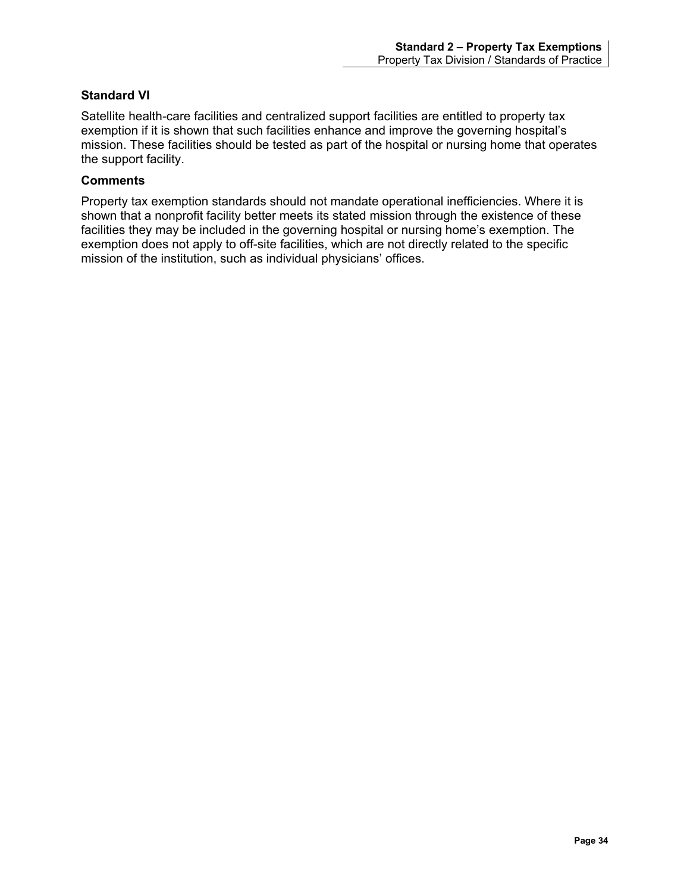### Standard VI

Satellite health-care facilities and centralized support facilities are entitled to property tax exemption if it is shown that such facilities enhance and improve the governing hospital's mission. These facilities should be tested as part of the hospital or nursing home that operates the support facility.

### Comments

Property tax exemption standards should not mandate operational inefficiencies. Where it is shown that a nonprofit facility better meets its stated mission through the existence of these facilities they may be included in the governing hospital or nursing home's exemption. The exemption does not apply to off-site facilities, which are not directly related to the specific mission of the institution, such as individual physicians' offices.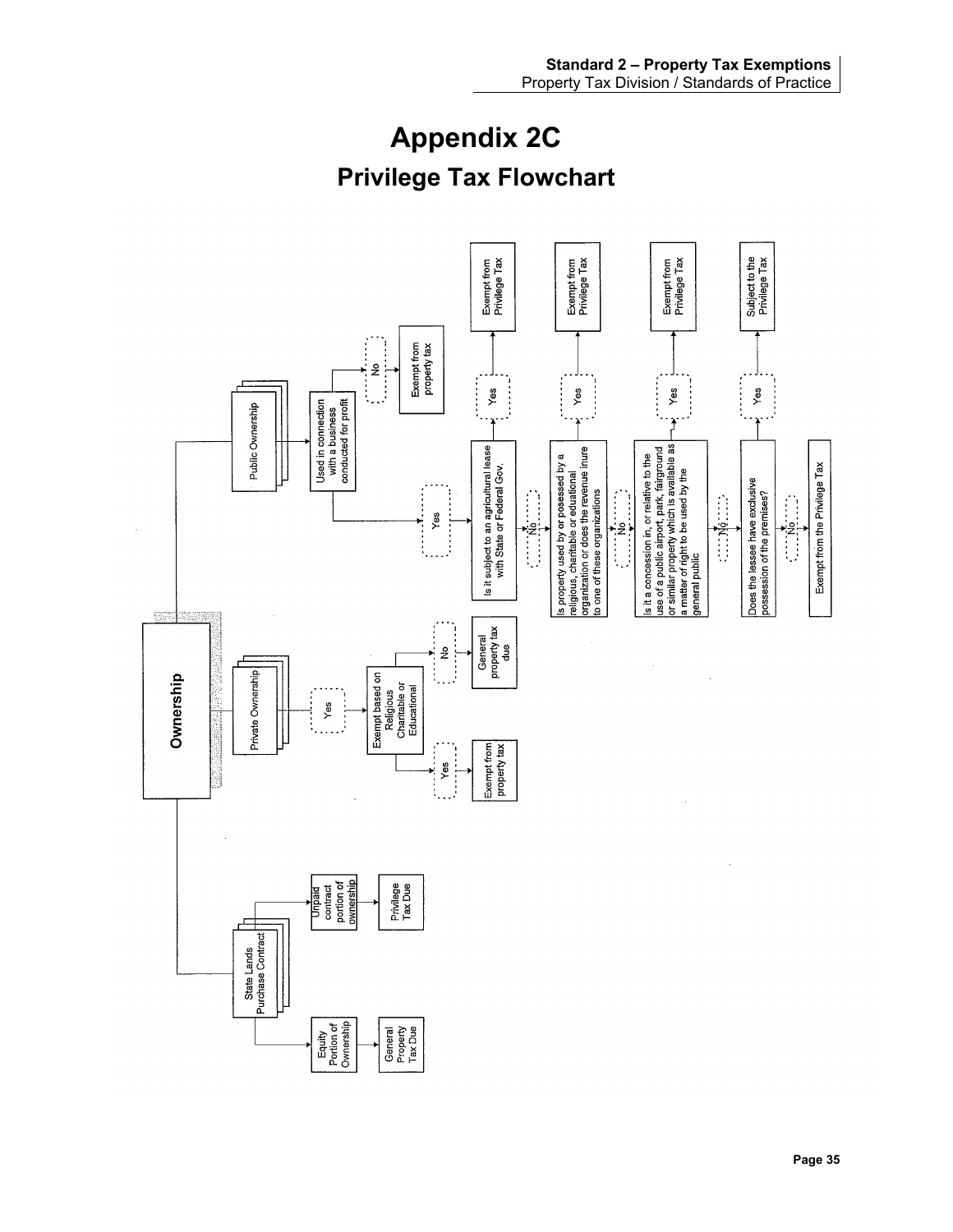# Appendix 2C

## Privilege Tax Flowchart

Ownership

State Lands Purchase Contract

Equity Portion of Ownership

General Property Tax Due

Unpaid contract portion of ownership

Privilege Tax Due

Private Ownership

Yes

Exempt based on Religious Charitable or Educational

Yes

Exempt from property tax

No

General property tax due

Public Ownership

Used in connection with a business conducted for profit

No

Exempt from property tax

Yes

Is it subject to an agricultural lease with State or Federal Gov.

Yes

Exempt from Privilege Tax

No

Is property used by or posessed by a religious, charitable or eduational organization or does the revenue inure to one of these organizations

Yes

Exempt from Privilege Tax

No

Is it a concession in, or relative to the use of a public airport, park, fairground or similar property which is available as a matter of right to be used by the general public

Yes

Exempt from Privilege Tax

No

Does the lessee have exclusive possession of the premises?

Yes

Subject to the Privilege Tax

No

Exempt from the Privilege Tax